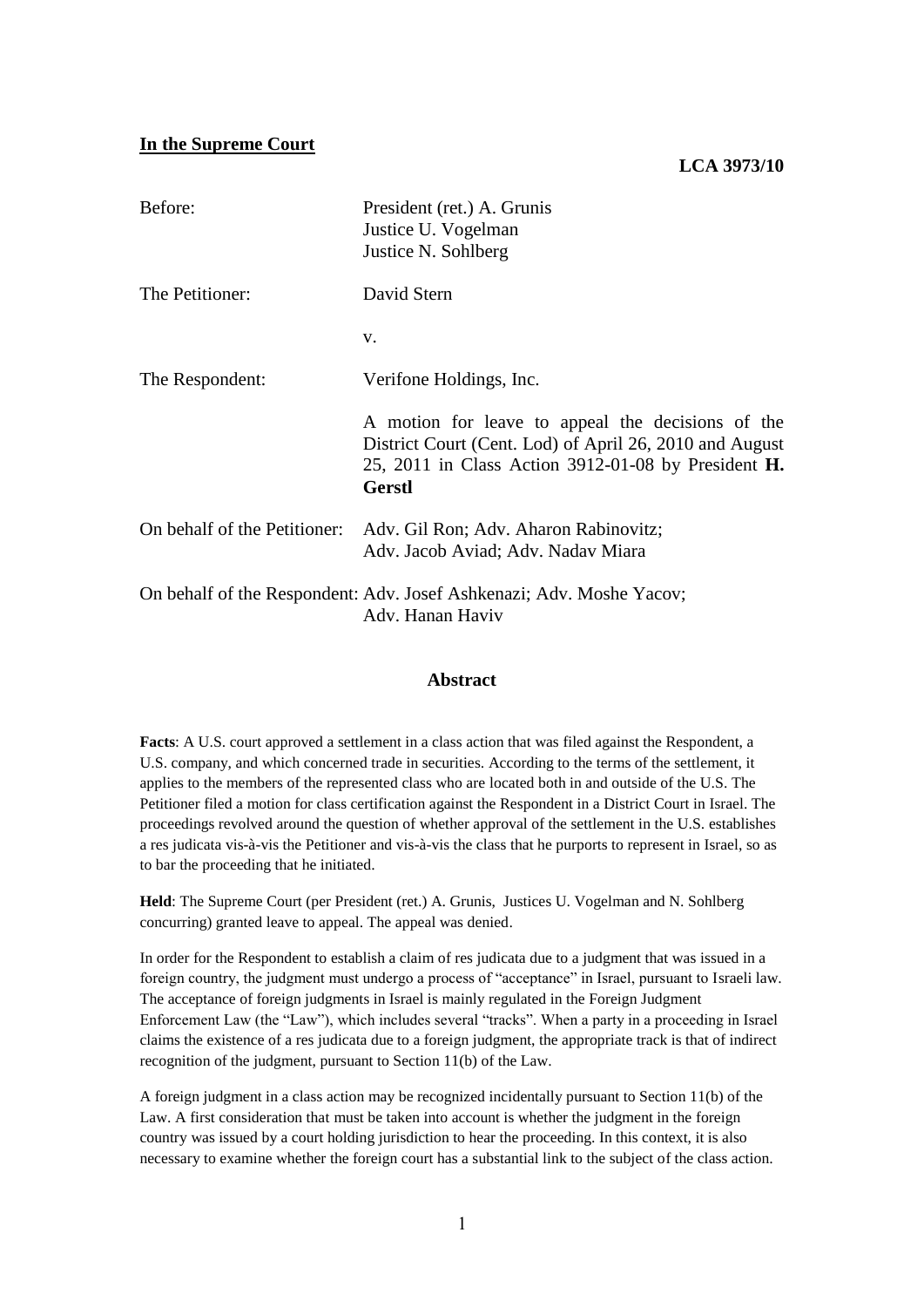**In the Supreme Court**

**LCA 3973/10**

| | |
|---|---|
| Before: | President (ret.) A. Grunis<br>Justice U. Vogelman<br>Justice N. Sohlberg |
| The Petitioner: | David Stern |
| | v. |
| The Respondent: | Verifone Holdings, Inc. |
| | A motion for leave to appeal the decisions of the District Court (Cent. Lod) of April 26, 2010 and August 25, 2011 in Class Action 3912-01-08 by President **H. Gerstl** |
| On behalf of the Petitioner: | Adv. Gil Ron; Adv. Aharon Rabinovitz;<br>Adv. Jacob Aviad; Adv. Nadav Miara |
| On behalf of the Respondent: | Adv. Josef Ashkenazi; Adv. Moshe Yacov;<br>Adv. Hanan Haviv |

## Abstract

**Facts**: A U.S. court approved a settlement in a class action that was filed against the Respondent, a U.S. company, and which concerned trade in securities. According to the terms of the settlement, it applies to the members of the represented class who are located both in and outside of the U.S. The Petitioner filed a motion for class certification against the Respondent in a District Court in Israel. The proceedings revolved around the question of whether approval of the settlement in the U.S. establishes a res judicata vis-à-vis the Petitioner and vis-à-vis the class that he purports to represent in Israel, so as to bar the proceeding that he initiated.

**Held**: The Supreme Court (per President (ret.) A. Grunis, Justices U. Vogelman and N. Sohlberg concurring) granted leave to appeal. The appeal was denied.

In order for the Respondent to establish a claim of res judicata due to a judgment that was issued in a foreign country, the judgment must undergo a process of "acceptance" in Israel, pursuant to Israeli law. The acceptance of foreign judgments in Israel is mainly regulated in the Foreign Judgment Enforcement Law (the "Law"), which includes several "tracks". When a party in a proceeding in Israel claims the existence of a res judicata due to a foreign judgment, the appropriate track is that of indirect recognition of the judgment, pursuant to Section 11(b) of the Law.

A foreign judgment in a class action may be recognized incidentally pursuant to Section 11(b) of the Law. A first consideration that must be taken into account is whether the judgment in the foreign country was issued by a court holding jurisdiction to hear the proceeding. In this context, it is also necessary to examine whether the foreign court has a substantial link to the subject of the class action.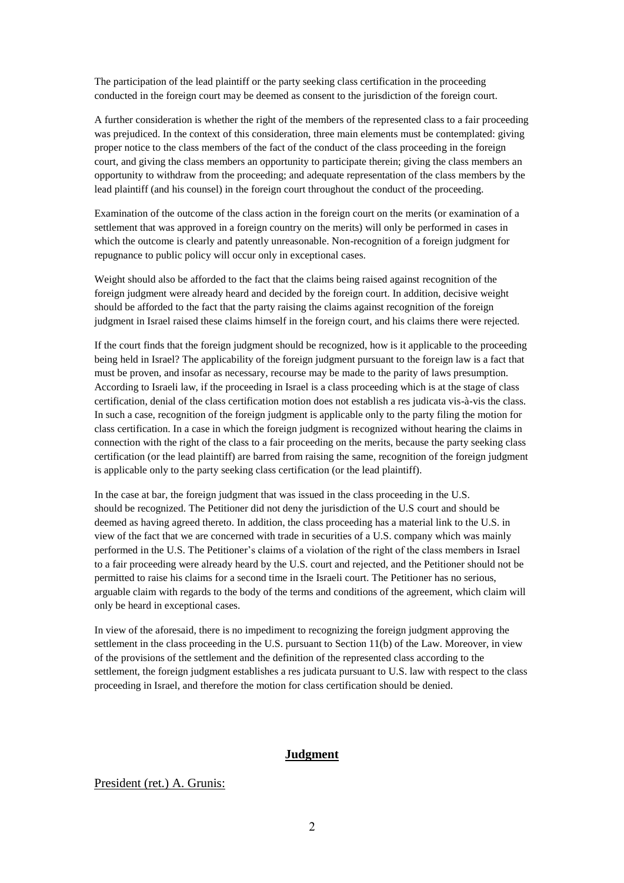The participation of the lead plaintiff or the party seeking class certification in the proceeding conducted in the foreign court may be deemed as consent to the jurisdiction of the foreign court.

A further consideration is whether the right of the members of the represented class to a fair proceeding was prejudiced. In the context of this consideration, three main elements must be contemplated: giving proper notice to the class members of the fact of the conduct of the class proceeding in the foreign court, and giving the class members an opportunity to participate therein; giving the class members an opportunity to withdraw from the proceeding; and adequate representation of the class members by the lead plaintiff (and his counsel) in the foreign court throughout the conduct of the proceeding.

Examination of the outcome of the class action in the foreign court on the merits (or examination of a settlement that was approved in a foreign country on the merits) will only be performed in cases in which the outcome is clearly and patently unreasonable. Non-recognition of a foreign judgment for repugnance to public policy will occur only in exceptional cases.

Weight should also be afforded to the fact that the claims being raised against recognition of the foreign judgment were already heard and decided by the foreign court. In addition, decisive weight should be afforded to the fact that the party raising the claims against recognition of the foreign judgment in Israel raised these claims himself in the foreign court, and his claims there were rejected.

If the court finds that the foreign judgment should be recognized, how is it applicable to the proceeding being held in Israel? The applicability of the foreign judgment pursuant to the foreign law is a fact that must be proven, and insofar as necessary, recourse may be made to the parity of laws presumption. According to Israeli law, if the proceeding in Israel is a class proceeding which is at the stage of class certification, denial of the class certification motion does not establish a res judicata vis-à-vis the class. In such a case, recognition of the foreign judgment is applicable only to the party filing the motion for class certification. In a case in which the foreign judgment is recognized without hearing the claims in connection with the right of the class to a fair proceeding on the merits, because the party seeking class certification (or the lead plaintiff) are barred from raising the same, recognition of the foreign judgment is applicable only to the party seeking class certification (or the lead plaintiff).

In the case at bar, the foreign judgment that was issued in the class proceeding in the U.S. should be recognized. The Petitioner did not deny the jurisdiction of the U.S court and should be deemed as having agreed thereto. In addition, the class proceeding has a material link to the U.S. in view of the fact that we are concerned with trade in securities of a U.S. company which was mainly performed in the U.S. The Petitioner's claims of a violation of the right of the class members in Israel to a fair proceeding were already heard by the U.S. court and rejected, and the Petitioner should not be permitted to raise his claims for a second time in the Israeli court. The Petitioner has no serious, arguable claim with regards to the body of the terms and conditions of the agreement, which claim will only be heard in exceptional cases.

In view of the aforesaid, there is no impediment to recognizing the foreign judgment approving the settlement in the class proceeding in the U.S. pursuant to Section 11(b) of the Law. Moreover, in view of the provisions of the settlement and the definition of the represented class according to the settlement, the foreign judgment establishes a res judicata pursuant to U.S. law with respect to the class proceeding in Israel, and therefore the motion for class certification should be denied.

## Judgment

President (ret.) A. Grunis: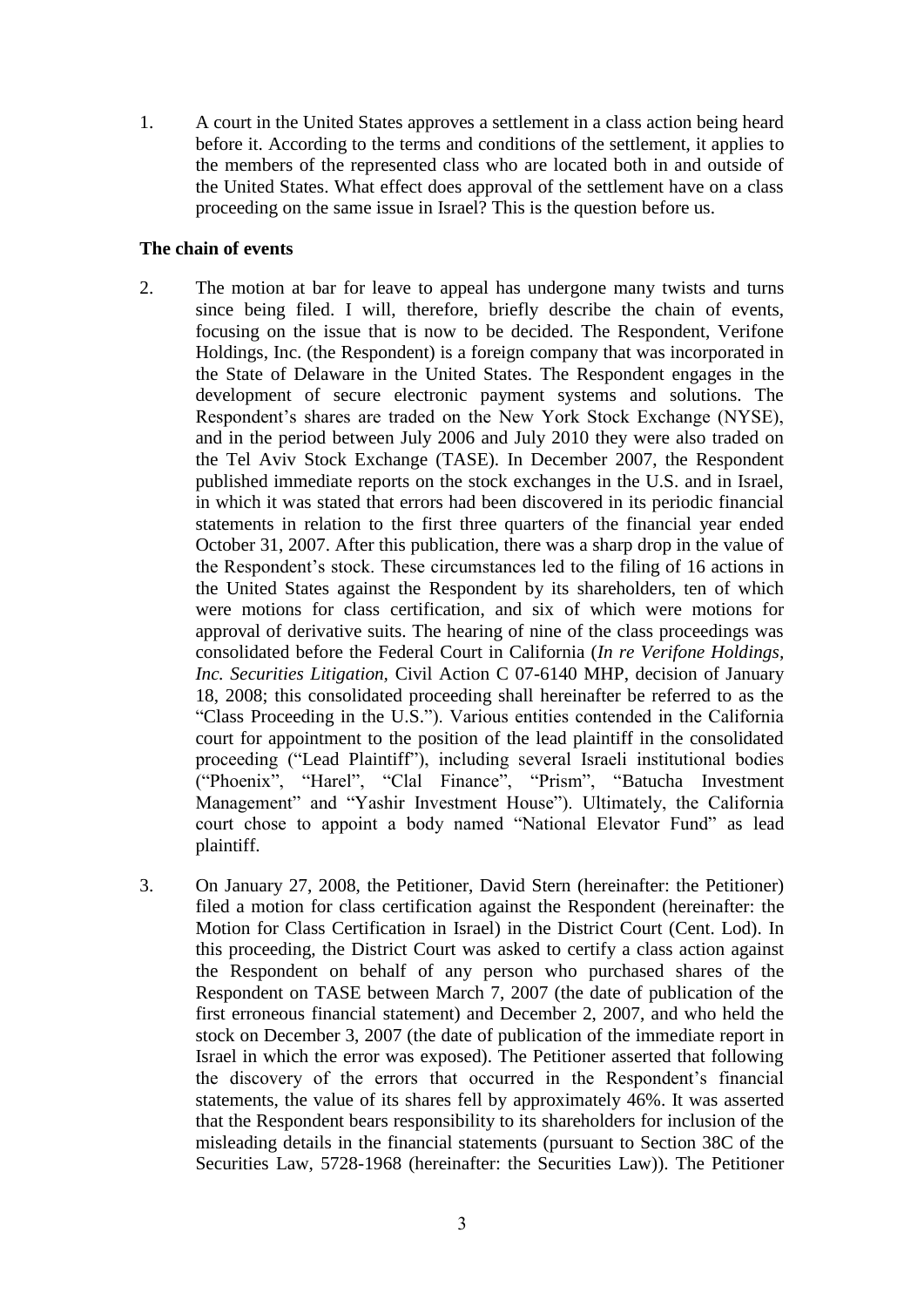1. A court in the United States approves a settlement in a class action being heard before it. According to the terms and conditions of the settlement, it applies to the members of the represented class who are located both in and outside of the United States. What effect does approval of the settlement have on a class proceeding on the same issue in Israel? This is the question before us.

**The chain of events**

2. The motion at bar for leave to appeal has undergone many twists and turns since being filed. I will, therefore, briefly describe the chain of events, focusing on the issue that is now to be decided. The Respondent, Verifone Holdings, Inc. (the Respondent) is a foreign company that was incorporated in the State of Delaware in the United States. The Respondent engages in the development of secure electronic payment systems and solutions. The Respondent's shares are traded on the New York Stock Exchange (NYSE), and in the period between July 2006 and July 2010 they were also traded on the Tel Aviv Stock Exchange (TASE). In December 2007, the Respondent published immediate reports on the stock exchanges in the U.S. and in Israel, in which it was stated that errors had been discovered in its periodic financial statements in relation to the first three quarters of the financial year ended October 31, 2007. After this publication, there was a sharp drop in the value of the Respondent's stock. These circumstances led to the filing of 16 actions in the United States against the Respondent by its shareholders, ten of which were motions for class certification, and six of which were motions for approval of derivative suits. The hearing of nine of the class proceedings was consolidated before the Federal Court in California (*In re Verifone Holdings, Inc. Securities Litigation*, Civil Action C 07-6140 MHP, decision of January 18, 2008; this consolidated proceeding shall hereinafter be referred to as the "Class Proceeding in the U.S."). Various entities contended in the California court for appointment to the position of the lead plaintiff in the consolidated proceeding ("Lead Plaintiff"), including several Israeli institutional bodies ("Phoenix", "Harel", "Clal Finance", "Prism", "Batucha Investment Management" and "Yashir Investment House"). Ultimately, the California court chose to appoint a body named "National Elevator Fund" as lead plaintiff.

3. On January 27, 2008, the Petitioner, David Stern (hereinafter: the Petitioner) filed a motion for class certification against the Respondent (hereinafter: the Motion for Class Certification in Israel) in the District Court (Cent. Lod). In this proceeding, the District Court was asked to certify a class action against the Respondent on behalf of any person who purchased shares of the Respondent on TASE between March 7, 2007 (the date of publication of the first erroneous financial statement) and December 2, 2007, and who held the stock on December 3, 2007 (the date of publication of the immediate report in Israel in which the error was exposed). The Petitioner asserted that following the discovery of the errors that occurred in the Respondent's financial statements, the value of its shares fell by approximately 46%. It was asserted that the Respondent bears responsibility to its shareholders for inclusion of the misleading details in the financial statements (pursuant to Section 38C of the Securities Law, 5728-1968 (hereinafter: the Securities Law)). The Petitioner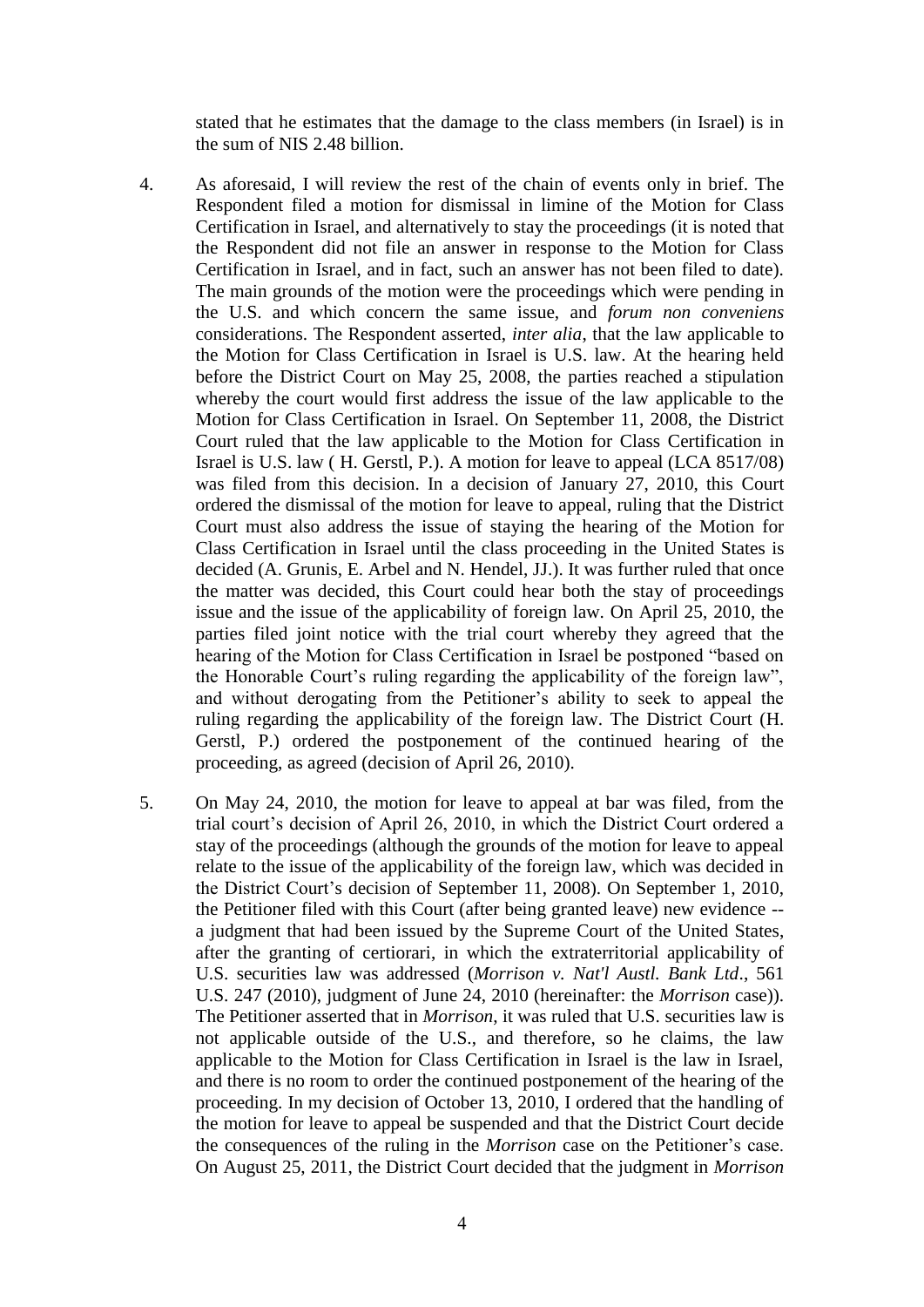stated that he estimates that the damage to the class members (in Israel) is in the sum of NIS 2.48 billion.

4. As aforesaid, I will review the rest of the chain of events only in brief. The Respondent filed a motion for dismissal in limine of the Motion for Class Certification in Israel, and alternatively to stay the proceedings (it is noted that the Respondent did not file an answer in response to the Motion for Class Certification in Israel, and in fact, such an answer has not been filed to date). The main grounds of the motion were the proceedings which were pending in the U.S. and which concern the same issue, and *forum non conveniens* considerations. The Respondent asserted, *inter alia*, that the law applicable to the Motion for Class Certification in Israel is U.S. law. At the hearing held before the District Court on May 25, 2008, the parties reached a stipulation whereby the court would first address the issue of the law applicable to the Motion for Class Certification in Israel. On September 11, 2008, the District Court ruled that the law applicable to the Motion for Class Certification in Israel is U.S. law ( H. Gerstl, P.). A motion for leave to appeal (LCA 8517/08) was filed from this decision. In a decision of January 27, 2010, this Court ordered the dismissal of the motion for leave to appeal, ruling that the District Court must also address the issue of staying the hearing of the Motion for Class Certification in Israel until the class proceeding in the United States is decided (A. Grunis, E. Arbel and N. Hendel, JJ.). It was further ruled that once the matter was decided, this Court could hear both the stay of proceedings issue and the issue of the applicability of foreign law. On April 25, 2010, the parties filed joint notice with the trial court whereby they agreed that the hearing of the Motion for Class Certification in Israel be postponed "based on the Honorable Court's ruling regarding the applicability of the foreign law", and without derogating from the Petitioner's ability to seek to appeal the ruling regarding the applicability of the foreign law. The District Court (H. Gerstl, P.) ordered the postponement of the continued hearing of the proceeding, as agreed (decision of April 26, 2010).

5. On May 24, 2010, the motion for leave to appeal at bar was filed, from the trial court's decision of April 26, 2010, in which the District Court ordered a stay of the proceedings (although the grounds of the motion for leave to appeal relate to the issue of the applicability of the foreign law, which was decided in the District Court's decision of September 11, 2008). On September 1, 2010, the Petitioner filed with this Court (after being granted leave) new evidence -- a judgment that had been issued by the Supreme Court of the United States, after the granting of certiorari, in which the extraterritorial applicability of U.S. securities law was addressed (*Morrison v. Nat'l Austl. Bank Ltd*., 561 U.S. 247 (2010), judgment of June 24, 2010 (hereinafter: the *Morrison* case)). The Petitioner asserted that in *Morrison*, it was ruled that U.S. securities law is not applicable outside of the U.S., and therefore, so he claims, the law applicable to the Motion for Class Certification in Israel is the law in Israel, and there is no room to order the continued postponement of the hearing of the proceeding. In my decision of October 13, 2010, I ordered that the handling of the motion for leave to appeal be suspended and that the District Court decide the consequences of the ruling in the *Morrison* case on the Petitioner's case. On August 25, 2011, the District Court decided that the judgment in *Morrison*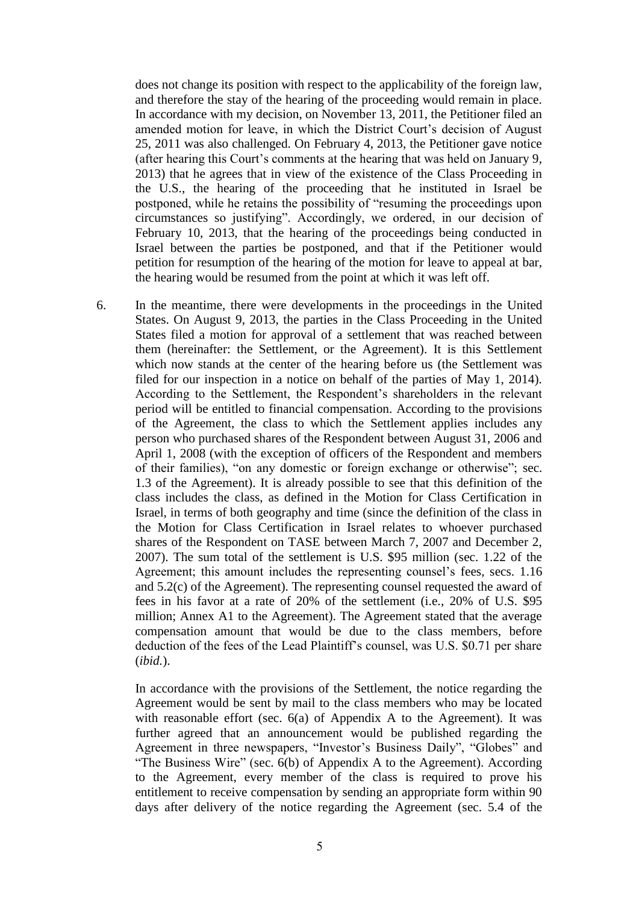does not change its position with respect to the applicability of the foreign law, and therefore the stay of the hearing of the proceeding would remain in place. In accordance with my decision, on November 13, 2011, the Petitioner filed an amended motion for leave, in which the District Court's decision of August 25, 2011 was also challenged. On February 4, 2013, the Petitioner gave notice (after hearing this Court's comments at the hearing that was held on January 9, 2013) that he agrees that in view of the existence of the Class Proceeding in the U.S., the hearing of the proceeding that he instituted in Israel be postponed, while he retains the possibility of "resuming the proceedings upon circumstances so justifying". Accordingly, we ordered, in our decision of February 10, 2013, that the hearing of the proceedings being conducted in Israel between the parties be postponed, and that if the Petitioner would petition for resumption of the hearing of the motion for leave to appeal at bar, the hearing would be resumed from the point at which it was left off.

6. In the meantime, there were developments in the proceedings in the United States. On August 9, 2013, the parties in the Class Proceeding in the United States filed a motion for approval of a settlement that was reached between them (hereinafter: the Settlement, or the Agreement). It is this Settlement which now stands at the center of the hearing before us (the Settlement was filed for our inspection in a notice on behalf of the parties of May 1, 2014). According to the Settlement, the Respondent's shareholders in the relevant period will be entitled to financial compensation. According to the provisions of the Agreement, the class to which the Settlement applies includes any person who purchased shares of the Respondent between August 31, 2006 and April 1, 2008 (with the exception of officers of the Respondent and members of their families), "on any domestic or foreign exchange or otherwise"; sec. 1.3 of the Agreement). It is already possible to see that this definition of the class includes the class, as defined in the Motion for Class Certification in Israel, in terms of both geography and time (since the definition of the class in the Motion for Class Certification in Israel relates to whoever purchased shares of the Respondent on TASE between March 7, 2007 and December 2, 2007). The sum total of the settlement is U.S. $95 million (sec. 1.22 of the Agreement; this amount includes the representing counsel's fees, secs. 1.16 and 5.2(c) of the Agreement). The representing counsel requested the award of fees in his favor at a rate of 20% of the settlement (i.e., 20% of U.S. $95 million; Annex A1 to the Agreement). The Agreement stated that the average compensation amount that would be due to the class members, before deduction of the fees of the Lead Plaintiff's counsel, was U.S. $0.71 per share (*ibid.*).

   In accordance with the provisions of the Settlement, the notice regarding the Agreement would be sent by mail to the class members who may be located with reasonable effort (sec. 6(a) of Appendix A to the Agreement). It was further agreed that an announcement would be published regarding the Agreement in three newspapers, "Investor's Business Daily", "Globes" and "The Business Wire" (sec. 6(b) of Appendix A to the Agreement). According to the Agreement, every member of the class is required to prove his entitlement to receive compensation by sending an appropriate form within 90 days after delivery of the notice regarding the Agreement (sec. 5.4 of the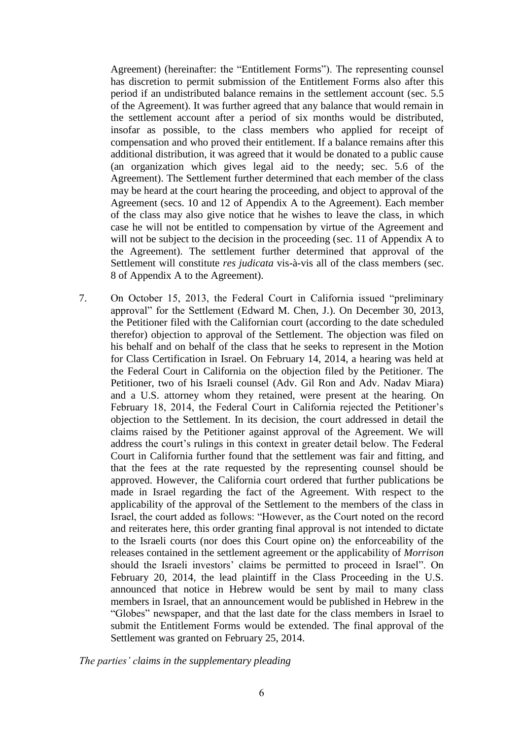Agreement) (hereinafter: the "Entitlement Forms"). The representing counsel has discretion to permit submission of the Entitlement Forms also after this period if an undistributed balance remains in the settlement account (sec. 5.5 of the Agreement). It was further agreed that any balance that would remain in the settlement account after a period of six months would be distributed, insofar as possible, to the class members who applied for receipt of compensation and who proved their entitlement. If a balance remains after this additional distribution, it was agreed that it would be donated to a public cause (an organization which gives legal aid to the needy; sec. 5.6 of the Agreement). The Settlement further determined that each member of the class may be heard at the court hearing the proceeding, and object to approval of the Agreement (secs. 10 and 12 of Appendix A to the Agreement). Each member of the class may also give notice that he wishes to leave the class, in which case he will not be entitled to compensation by virtue of the Agreement and will not be subject to the decision in the proceeding (sec. 11 of Appendix A to the Agreement). The settlement further determined that approval of the Settlement will constitute *res judicata* vis-à-vis all of the class members (sec. 8 of Appendix A to the Agreement).

7. On October 15, 2013, the Federal Court in California issued "preliminary approval" for the Settlement (Edward M. Chen, J.). On December 30, 2013, the Petitioner filed with the Californian court (according to the date scheduled therefor) objection to approval of the Settlement. The objection was filed on his behalf and on behalf of the class that he seeks to represent in the Motion for Class Certification in Israel. On February 14, 2014, a hearing was held at the Federal Court in California on the objection filed by the Petitioner. The Petitioner, two of his Israeli counsel (Adv. Gil Ron and Adv. Nadav Miara) and a U.S. attorney whom they retained, were present at the hearing. On February 18, 2014, the Federal Court in California rejected the Petitioner's objection to the Settlement. In its decision, the court addressed in detail the claims raised by the Petitioner against approval of the Agreement. We will address the court's rulings in this context in greater detail below. The Federal Court in California further found that the settlement was fair and fitting, and that the fees at the rate requested by the representing counsel should be approved. However, the California court ordered that further publications be made in Israel regarding the fact of the Agreement. With respect to the applicability of the approval of the Settlement to the members of the class in Israel, the court added as follows: "However, as the Court noted on the record and reiterates here, this order granting final approval is not intended to dictate to the Israeli courts (nor does this Court opine on) the enforceability of the releases contained in the settlement agreement or the applicability of *Morrison* should the Israeli investors' claims be permitted to proceed in Israel". On February 20, 2014, the lead plaintiff in the Class Proceeding in the U.S. announced that notice in Hebrew would be sent by mail to many class members in Israel, that an announcement would be published in Hebrew in the "Globes" newspaper, and that the last date for the class members in Israel to submit the Entitlement Forms would be extended. The final approval of the Settlement was granted on February 25, 2014.

*The parties' claims in the supplementary pleading*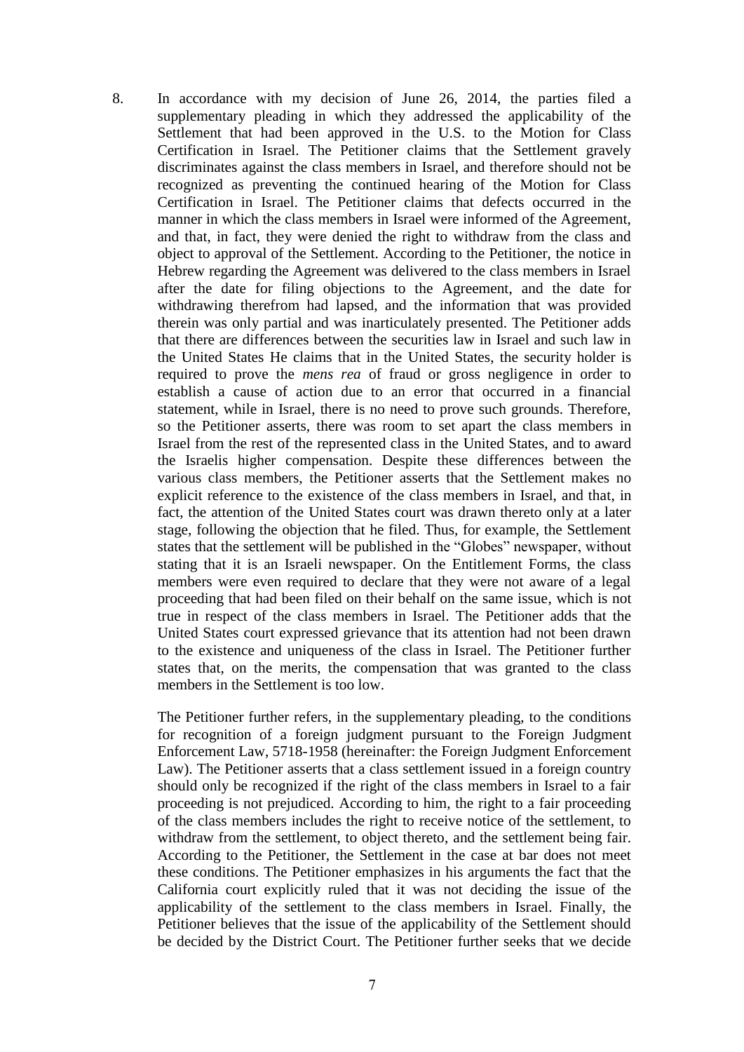8. In accordance with my decision of June 26, 2014, the parties filed a supplementary pleading in which they addressed the applicability of the Settlement that had been approved in the U.S. to the Motion for Class Certification in Israel. The Petitioner claims that the Settlement gravely discriminates against the class members in Israel, and therefore should not be recognized as preventing the continued hearing of the Motion for Class Certification in Israel. The Petitioner claims that defects occurred in the manner in which the class members in Israel were informed of the Agreement, and that, in fact, they were denied the right to withdraw from the class and object to approval of the Settlement. According to the Petitioner, the notice in Hebrew regarding the Agreement was delivered to the class members in Israel after the date for filing objections to the Agreement, and the date for withdrawing therefrom had lapsed, and the information that was provided therein was only partial and was inarticulately presented. The Petitioner adds that there are differences between the securities law in Israel and such law in the United States He claims that in the United States, the security holder is required to prove the *mens rea* of fraud or gross negligence in order to establish a cause of action due to an error that occurred in a financial statement, while in Israel, there is no need to prove such grounds. Therefore, so the Petitioner asserts, there was room to set apart the class members in Israel from the rest of the represented class in the United States, and to award the Israelis higher compensation. Despite these differences between the various class members, the Petitioner asserts that the Settlement makes no explicit reference to the existence of the class members in Israel, and that, in fact, the attention of the United States court was drawn thereto only at a later stage, following the objection that he filed. Thus, for example, the Settlement states that the settlement will be published in the "Globes" newspaper, without stating that it is an Israeli newspaper. On the Entitlement Forms, the class members were even required to declare that they were not aware of a legal proceeding that had been filed on their behalf on the same issue, which is not true in respect of the class members in Israel. The Petitioner adds that the United States court expressed grievance that its attention had not been drawn to the existence and uniqueness of the class in Israel. The Petitioner further states that, on the merits, the compensation that was granted to the class members in the Settlement is too low.

   The Petitioner further refers, in the supplementary pleading, to the conditions for recognition of a foreign judgment pursuant to the Foreign Judgment Enforcement Law, 5718-1958 (hereinafter: the Foreign Judgment Enforcement Law). The Petitioner asserts that a class settlement issued in a foreign country should only be recognized if the right of the class members in Israel to a fair proceeding is not prejudiced. According to him, the right to a fair proceeding of the class members includes the right to receive notice of the settlement, to withdraw from the settlement, to object thereto, and the settlement being fair. According to the Petitioner, the Settlement in the case at bar does not meet these conditions. The Petitioner emphasizes in his arguments the fact that the California court explicitly ruled that it was not deciding the issue of the applicability of the settlement to the class members in Israel. Finally, the Petitioner believes that the issue of the applicability of the Settlement should be decided by the District Court. The Petitioner further seeks that we decide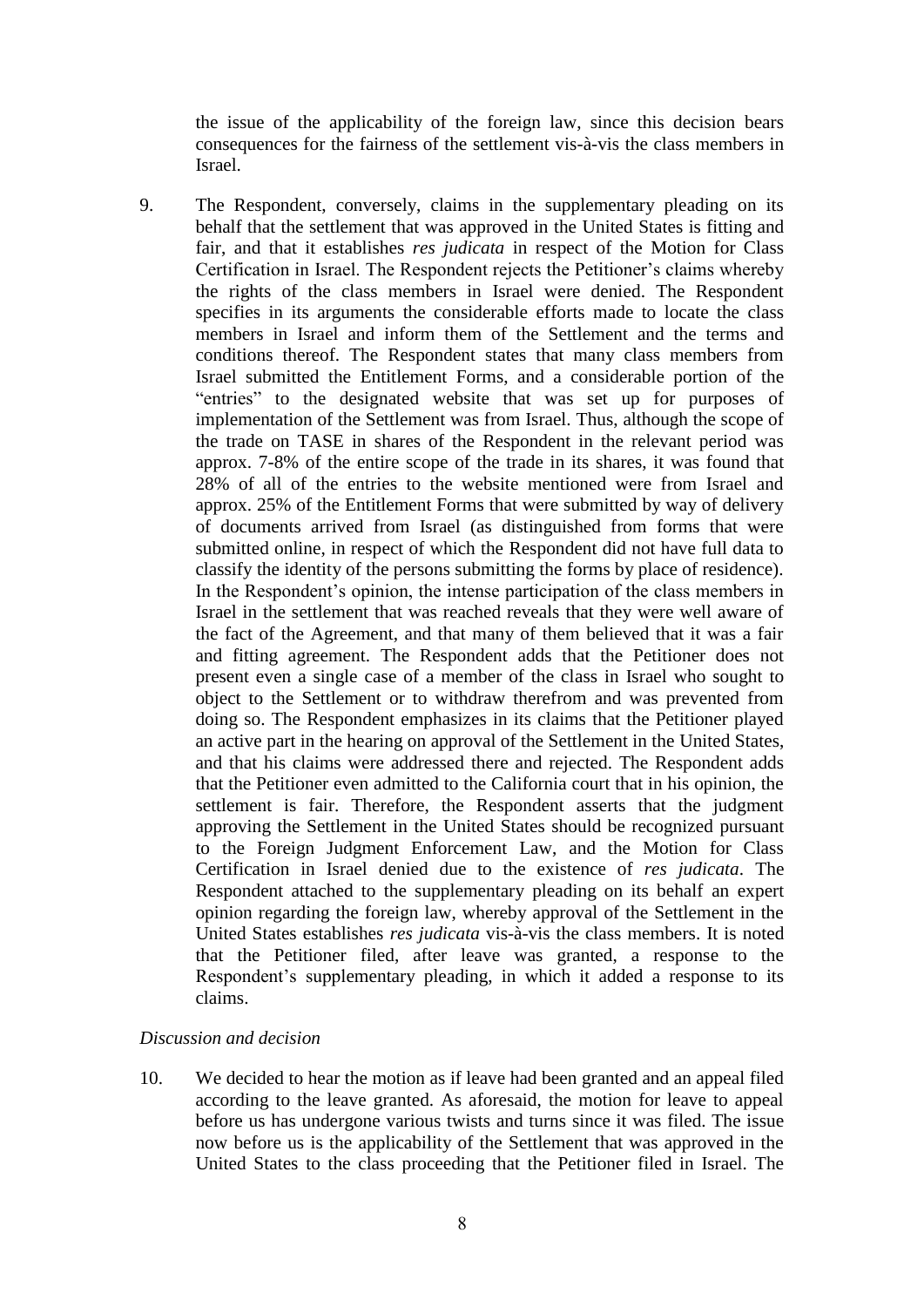the issue of the applicability of the foreign law, since this decision bears consequences for the fairness of the settlement vis-à-vis the class members in Israel.

9. The Respondent, conversely, claims in the supplementary pleading on its behalf that the settlement that was approved in the United States is fitting and fair, and that it establishes *res judicata* in respect of the Motion for Class Certification in Israel. The Respondent rejects the Petitioner's claims whereby the rights of the class members in Israel were denied. The Respondent specifies in its arguments the considerable efforts made to locate the class members in Israel and inform them of the Settlement and the terms and conditions thereof. The Respondent states that many class members from Israel submitted the Entitlement Forms, and a considerable portion of the "entries" to the designated website that was set up for purposes of implementation of the Settlement was from Israel. Thus, although the scope of the trade on TASE in shares of the Respondent in the relevant period was approx. 7-8% of the entire scope of the trade in its shares, it was found that 28% of all of the entries to the website mentioned were from Israel and approx. 25% of the Entitlement Forms that were submitted by way of delivery of documents arrived from Israel (as distinguished from forms that were submitted online, in respect of which the Respondent did not have full data to classify the identity of the persons submitting the forms by place of residence). In the Respondent's opinion, the intense participation of the class members in Israel in the settlement that was reached reveals that they were well aware of the fact of the Agreement, and that many of them believed that it was a fair and fitting agreement. The Respondent adds that the Petitioner does not present even a single case of a member of the class in Israel who sought to object to the Settlement or to withdraw therefrom and was prevented from doing so. The Respondent emphasizes in its claims that the Petitioner played an active part in the hearing on approval of the Settlement in the United States, and that his claims were addressed there and rejected. The Respondent adds that the Petitioner even admitted to the California court that in his opinion, the settlement is fair. Therefore, the Respondent asserts that the judgment approving the Settlement in the United States should be recognized pursuant to the Foreign Judgment Enforcement Law, and the Motion for Class Certification in Israel denied due to the existence of *res judicata*. The Respondent attached to the supplementary pleading on its behalf an expert opinion regarding the foreign law, whereby approval of the Settlement in the United States establishes *res judicata* vis-à-vis the class members. It is noted that the Petitioner filed, after leave was granted, a response to the Respondent's supplementary pleading, in which it added a response to its claims.

*Discussion and decision*

10. We decided to hear the motion as if leave had been granted and an appeal filed according to the leave granted. As aforesaid, the motion for leave to appeal before us has undergone various twists and turns since it was filed. The issue now before us is the applicability of the Settlement that was approved in the United States to the class proceeding that the Petitioner filed in Israel. The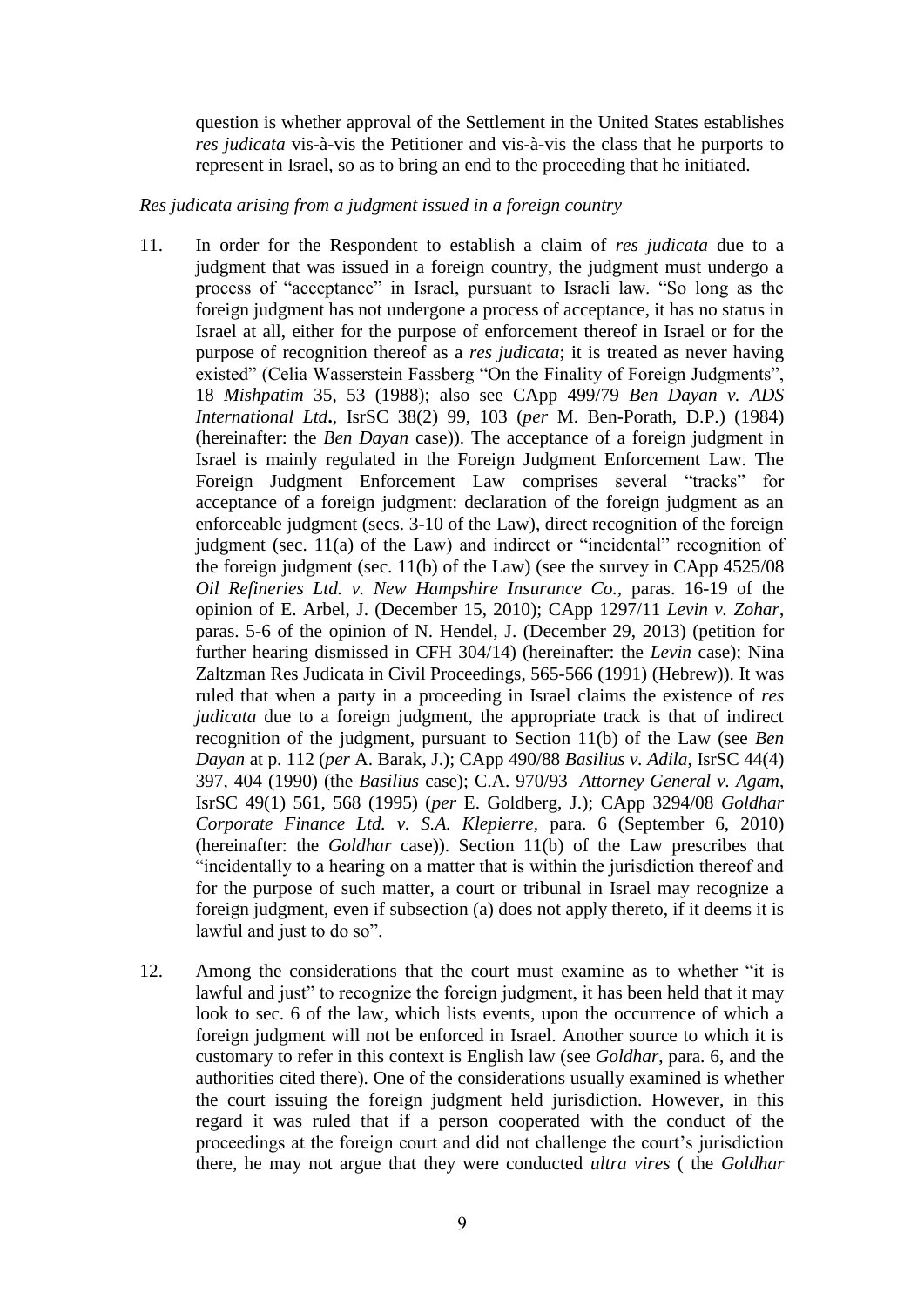question is whether approval of the Settlement in the United States establishes *res judicata* vis-à-vis the Petitioner and vis-à-vis the class that he purports to represent in Israel, so as to bring an end to the proceeding that he initiated.

*Res judicata arising from a judgment issued in a foreign country*

11. In order for the Respondent to establish a claim of *res judicata* due to a judgment that was issued in a foreign country, the judgment must undergo a process of "acceptance" in Israel, pursuant to Israeli law. "So long as the foreign judgment has not undergone a process of acceptance, it has no status in Israel at all, either for the purpose of enforcement thereof in Israel or for the purpose of recognition thereof as a *res judicata*; it is treated as never having existed" (Celia Wasserstein Fassberg "On the Finality of Foreign Judgments", 18 *Mishpatim* 35, 53 (1988); also see CApp 499/79 *Ben Dayan v. ADS International Ltd*., IsrSC 38(2) 99, 103 (*per* M. Ben-Porath, D.P.) (1984) (hereinafter: the *Ben Dayan* case)). The acceptance of a foreign judgment in Israel is mainly regulated in the Foreign Judgment Enforcement Law. The Foreign Judgment Enforcement Law comprises several "tracks" for acceptance of a foreign judgment: declaration of the foreign judgment as an enforceable judgment (secs. 3-10 of the Law), direct recognition of the foreign judgment (sec. 11(a) of the Law) and indirect or "incidental" recognition of the foreign judgment (sec. 11(b) of the Law) (see the survey in CApp 4525/08 *Oil Refineries Ltd. v. New Hampshire Insurance Co.*, paras. 16-19 of the opinion of E. Arbel, J. (December 15, 2010); CApp 1297/11 *Levin v. Zohar*, paras. 5-6 of the opinion of N. Hendel, J. (December 29, 2013) (petition for further hearing dismissed in CFH 304/14) (hereinafter: the *Levin* case); Nina Zaltzman Res Judicata in Civil Proceedings, 565-566 (1991) (Hebrew)). It was ruled that when a party in a proceeding in Israel claims the existence of *res judicata* due to a foreign judgment, the appropriate track is that of indirect recognition of the judgment, pursuant to Section 11(b) of the Law (see *Ben Dayan* at p. 112 (*per* A. Barak, J.); CApp 490/88 *Basilius v. Adila*, IsrSC 44(4) 397, 404 (1990) (the *Basilius* case); C.A. 970/93 *Attorney General v. Agam*, IsrSC 49(1) 561, 568 (1995) (*per* E. Goldberg, J.); CApp 3294/08 *Goldhar Corporate Finance Ltd. v. S.A. Klepierre*, para. 6 (September 6, 2010) (hereinafter: the *Goldhar* case)). Section 11(b) of the Law prescribes that "incidentally to a hearing on a matter that is within the jurisdiction thereof and for the purpose of such matter, a court or tribunal in Israel may recognize a foreign judgment, even if subsection (a) does not apply thereto, if it deems it is lawful and just to do so".

12. Among the considerations that the court must examine as to whether "it is lawful and just" to recognize the foreign judgment, it has been held that it may look to sec. 6 of the law, which lists events, upon the occurrence of which a foreign judgment will not be enforced in Israel. Another source to which it is customary to refer in this context is English law (see *Goldhar*, para. 6, and the authorities cited there). One of the considerations usually examined is whether the court issuing the foreign judgment held jurisdiction. However, in this regard it was ruled that if a person cooperated with the conduct of the proceedings at the foreign court and did not challenge the court's jurisdiction there, he may not argue that they were conducted *ultra vires* ( the *Goldhar*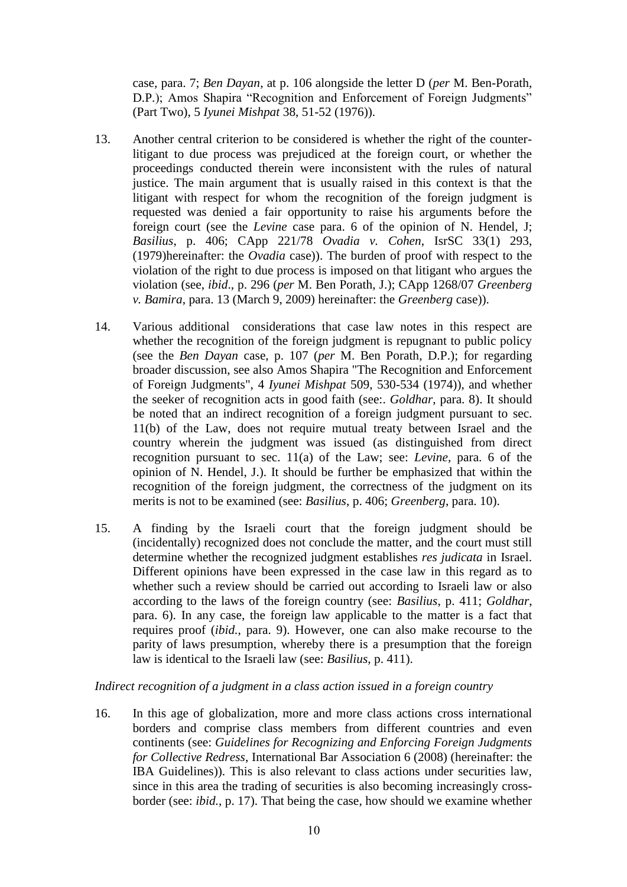case, para. 7; *Ben Dayan*, at p. 106 alongside the letter D (*per* M. Ben-Porath, D.P.); Amos Shapira "Recognition and Enforcement of Foreign Judgments" (Part Two), 5 *Iyunei Mishpat* 38, 51-52 (1976)).

13. Another central criterion to be considered is whether the right of the counter-litigant to due process was prejudiced at the foreign court, or whether the proceedings conducted therein were inconsistent with the rules of natural justice. The main argument that is usually raised in this context is that the litigant with respect for whom the recognition of the foreign judgment is requested was denied a fair opportunity to raise his arguments before the foreign court (see the *Levine* case para. 6 of the opinion of N. Hendel, J; *Basilius*, p. 406; CApp 221/78 *Ovadia v. Cohen*, IsrSC 33(1) 293, (1979)hereinafter: the *Ovadia* case)). The burden of proof with respect to the violation of the right to due process is imposed on that litigant who argues the violation (see, *ibid*., p. 296 (*per* M. Ben Porath, J.); CApp 1268/07 *Greenberg v. Bamira*, para. 13 (March 9, 2009) hereinafter: the *Greenberg* case)).

14. Various additional considerations that case law notes in this respect are whether the recognition of the foreign judgment is repugnant to public policy (see the *Ben Dayan* case, p. 107 (*per* M. Ben Porath, D.P.); for regarding broader discussion, see also Amos Shapira "The Recognition and Enforcement of Foreign Judgments", 4 *Iyunei Mishpat* 509, 530-534 (1974)), and whether the seeker of recognition acts in good faith (see:. *Goldhar*, para. 8). It should be noted that an indirect recognition of a foreign judgment pursuant to sec. 11(b) of the Law, does not require mutual treaty between Israel and the country wherein the judgment was issued (as distinguished from direct recognition pursuant to sec. 11(a) of the Law; see: *Levine*, para. 6 of the opinion of N. Hendel, J.). It should be further be emphasized that within the recognition of the foreign judgment, the correctness of the judgment on its merits is not to be examined (see: *Basilius*, p. 406; *Greenberg*, para. 10).

15. A finding by the Israeli court that the foreign judgment should be (incidentally) recognized does not conclude the matter, and the court must still determine whether the recognized judgment establishes *res judicata* in Israel. Different opinions have been expressed in the case law in this regard as to whether such a review should be carried out according to Israeli law or also according to the laws of the foreign country (see: *Basilius*, p. 411; *Goldhar*, para. 6). In any case, the foreign law applicable to the matter is a fact that requires proof (*ibid.*, para. 9). However, one can also make recourse to the parity of laws presumption, whereby there is a presumption that the foreign law is identical to the Israeli law (see: *Basilius*, p. 411).

*Indirect recognition of a judgment in a class action issued in a foreign country*

16. In this age of globalization, more and more class actions cross international borders and comprise class members from different countries and even continents (see: *Guidelines for Recognizing and Enforcing Foreign Judgments for Collective Redress*, International Bar Association 6 (2008) (hereinafter: the IBA Guidelines)). This is also relevant to class actions under securities law, since in this area the trading of securities is also becoming increasingly cross-border (see: *ibid.*, p. 17). That being the case, how should we examine whether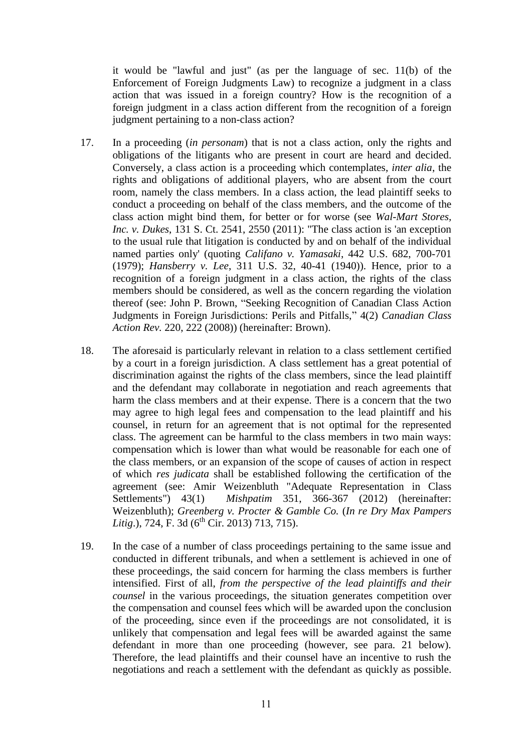it would be "lawful and just" (as per the language of sec. 11(b) of the Enforcement of Foreign Judgments Law) to recognize a judgment in a class action that was issued in a foreign country? How is the recognition of a foreign judgment in a class action different from the recognition of a foreign judgment pertaining to a non-class action?

17. In a proceeding (*in personam*) that is not a class action, only the rights and obligations of the litigants who are present in court are heard and decided. Conversely, a class action is a proceeding which contemplates, *inter alia*, the rights and obligations of additional players, who are absent from the court room, namely the class members. In a class action, the lead plaintiff seeks to conduct a proceeding on behalf of the class members, and the outcome of the class action might bind them, for better or for worse (see *Wal-Mart Stores, Inc. v. Dukes*, 131 S. Ct. 2541, 2550 (2011): "The class action is 'an exception to the usual rule that litigation is conducted by and on behalf of the individual named parties only' (quoting *Califano v. Yamasaki*, 442 U.S. 682, 700-701 (1979); *Hansberry v. Lee*, 311 U.S. 32, 40-41 (1940)). Hence, prior to a recognition of a foreign judgment in a class action, the rights of the class members should be considered, as well as the concern regarding the violation thereof (see: John P. Brown, "Seeking Recognition of Canadian Class Action Judgments in Foreign Jurisdictions: Perils and Pitfalls," 4(2) *Canadian Class Action Rev.* 220, 222 (2008)) (hereinafter: Brown).

18. The aforesaid is particularly relevant in relation to a class settlement certified by a court in a foreign jurisdiction. A class settlement has a great potential of discrimination against the rights of the class members, since the lead plaintiff and the defendant may collaborate in negotiation and reach agreements that harm the class members and at their expense. There is a concern that the two may agree to high legal fees and compensation to the lead plaintiff and his counsel, in return for an agreement that is not optimal for the represented class. The agreement can be harmful to the class members in two main ways: compensation which is lower than what would be reasonable for each one of the class members, or an expansion of the scope of causes of action in respect of which *res judicata* shall be established following the certification of the agreement (see: Amir Weizenbluth "Adequate Representation in Class Settlements") 43(1) *Mishpatim* 351, 366-367 (2012) (hereinafter: Weizenbluth); *Greenberg v. Procter & Gamble Co.* (*In re Dry Max Pampers Litig.*), 724, F. 3d (6th Cir. 2013) 713, 715).

19. In the case of a number of class proceedings pertaining to the same issue and conducted in different tribunals, and when a settlement is achieved in one of these proceedings, the said concern for harming the class members is further intensified. First of all, *from the perspective of the lead plaintiffs and their counsel* in the various proceedings, the situation generates competition over the compensation and counsel fees which will be awarded upon the conclusion of the proceeding, since even if the proceedings are not consolidated, it is unlikely that compensation and legal fees will be awarded against the same defendant in more than one proceeding (however, see para. 21 below). Therefore, the lead plaintiffs and their counsel have an incentive to rush the negotiations and reach a settlement with the defendant as quickly as possible.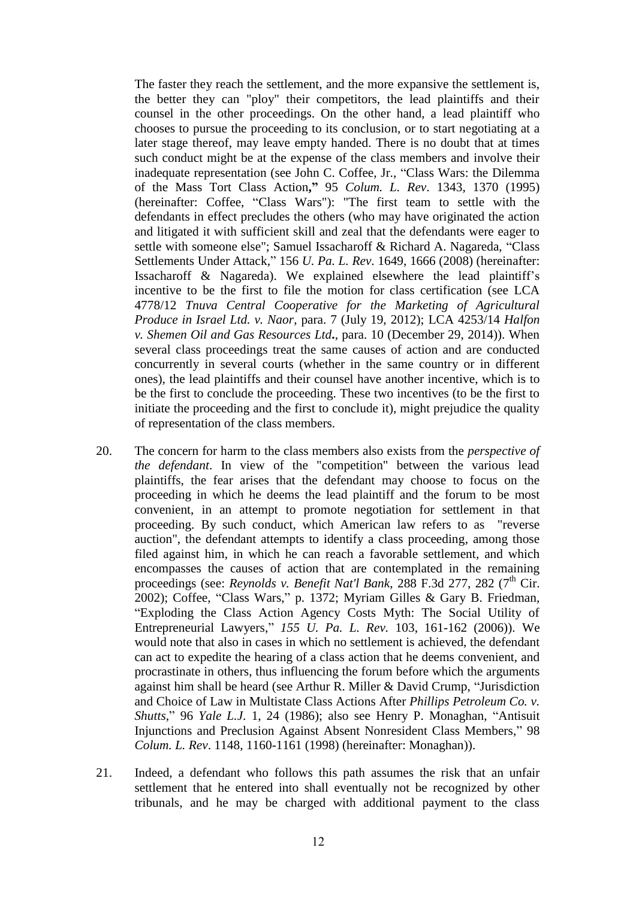The faster they reach the settlement, and the more expansive the settlement is, the better they can "ploy" their competitors, the lead plaintiffs and their counsel in the other proceedings. On the other hand, a lead plaintiff who chooses to pursue the proceeding to its conclusion, or to start negotiating at a later stage thereof, may leave empty handed. There is no doubt that at times such conduct might be at the expense of the class members and involve their inadequate representation (see John C. Coffee, Jr., "Class Wars: the Dilemma of the Mass Tort Class Action**,"** 95 *Colum. L. Rev*. 1343, 1370 (1995) (hereinafter: Coffee, "Class Wars"): "The first team to settle with the defendants in effect precludes the others (who may have originated the action and litigated it with sufficient skill and zeal that the defendants were eager to settle with someone else"; Samuel Issacharoff & Richard A. Nagareda, "Class Settlements Under Attack," 156 *U. Pa. L. Rev*. 1649, 1666 (2008) (hereinafter: Issacharoff & Nagareda). We explained elsewhere the lead plaintiff's incentive to be the first to file the motion for class certification (see LCA 4778/12 *Tnuva Central Cooperative for the Marketing of Agricultural Produce in Israel Ltd. v. Naor*, para. 7 (July 19, 2012); LCA 4253/14 *Halfon v. Shemen Oil and Gas Resources Ltd***.**, para. 10 (December 29, 2014)). When several class proceedings treat the same causes of action and are conducted concurrently in several courts (whether in the same country or in different ones), the lead plaintiffs and their counsel have another incentive, which is to be the first to conclude the proceeding. These two incentives (to be the first to initiate the proceeding and the first to conclude it), might prejudice the quality of representation of the class members.

20. The concern for harm to the class members also exists from the *perspective of the defendant*. In view of the "competition" between the various lead plaintiffs, the fear arises that the defendant may choose to focus on the proceeding in which he deems the lead plaintiff and the forum to be most convenient, in an attempt to promote negotiation for settlement in that proceeding. By such conduct, which American law refers to as "reverse auction", the defendant attempts to identify a class proceeding, among those filed against him, in which he can reach a favorable settlement, and which encompasses the causes of action that are contemplated in the remaining proceedings (see: *Reynolds v. Benefit Nat'l Bank*, 288 F.3d 277, 282 (7th Cir. 2002); Coffee, "Class Wars," p. 1372; Myriam Gilles & Gary B. Friedman, "Exploding the Class Action Agency Costs Myth: The Social Utility of Entrepreneurial Lawyers," *155 U. Pa. L. Rev.* 103, 161-162 (2006)). We would note that also in cases in which no settlement is achieved, the defendant can act to expedite the hearing of a class action that he deems convenient, and procrastinate in others, thus influencing the forum before which the arguments against him shall be heard (see Arthur R. Miller & David Crump, "Jurisdiction and Choice of Law in Multistate Class Actions After *Phillips Petroleum Co. v. Shutts*," 96 *Yale L.J*. 1, 24 (1986); also see Henry P. Monaghan, "Antisuit Injunctions and Preclusion Against Absent Nonresident Class Members," 98 *Colum. L. Rev*. 1148, 1160-1161 (1998) (hereinafter: Monaghan)).

21. Indeed, a defendant who follows this path assumes the risk that an unfair settlement that he entered into shall eventually not be recognized by other tribunals, and he may be charged with additional payment to the class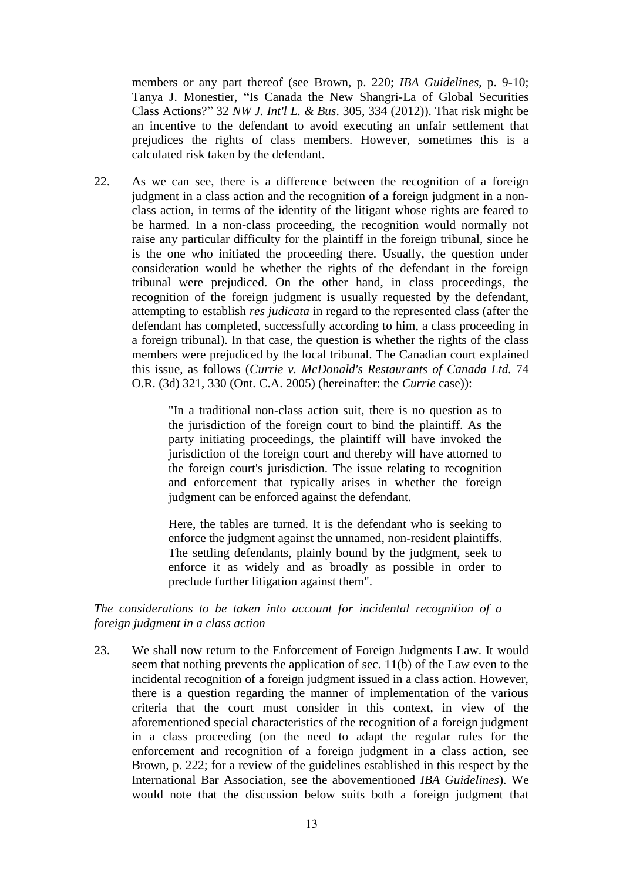members or any part thereof (see Brown, p. 220; *IBA Guidelines*, p. 9-10; Tanya J. Monestier, "Is Canada the New Shangri-La of Global Securities Class Actions?" 32 *NW J. Int'l L. & Bus*. 305, 334 (2012)). That risk might be an incentive to the defendant to avoid executing an unfair settlement that prejudices the rights of class members. However, sometimes this is a calculated risk taken by the defendant.

22. As we can see, there is a difference between the recognition of a foreign judgment in a class action and the recognition of a foreign judgment in a non-class action, in terms of the identity of the litigant whose rights are feared to be harmed. In a non-class proceeding, the recognition would normally not raise any particular difficulty for the plaintiff in the foreign tribunal, since he is the one who initiated the proceeding there. Usually, the question under consideration would be whether the rights of the defendant in the foreign tribunal were prejudiced. On the other hand, in class proceedings, the recognition of the foreign judgment is usually requested by the defendant, attempting to establish *res judicata* in regard to the represented class (after the defendant has completed, successfully according to him, a class proceeding in a foreign tribunal). In that case, the question is whether the rights of the class members were prejudiced by the local tribunal. The Canadian court explained this issue, as follows (*Currie v. McDonald's Restaurants of Canada Ltd.* 74 O.R. (3d) 321, 330 (Ont. C.A. 2005) (hereinafter: the *Currie* case)):

> "In a traditional non-class action suit, there is no question as to the jurisdiction of the foreign court to bind the plaintiff. As the party initiating proceedings, the plaintiff will have invoked the jurisdiction of the foreign court and thereby will have attorned to the foreign court's jurisdiction. The issue relating to recognition and enforcement that typically arises in whether the foreign judgment can be enforced against the defendant.
>
> Here, the tables are turned. It is the defendant who is seeking to enforce the judgment against the unnamed, non-resident plaintiffs. The settling defendants, plainly bound by the judgment, seek to enforce it as widely and as broadly as possible in order to preclude further litigation against them".

*The considerations to be taken into account for incidental recognition of a foreign judgment in a class action*

23. We shall now return to the Enforcement of Foreign Judgments Law. It would seem that nothing prevents the application of sec. 11(b) of the Law even to the incidental recognition of a foreign judgment issued in a class action. However, there is a question regarding the manner of implementation of the various criteria that the court must consider in this context, in view of the aforementioned special characteristics of the recognition of a foreign judgment in a class proceeding (on the need to adapt the regular rules for the enforcement and recognition of a foreign judgment in a class action, see Brown, p. 222; for a review of the guidelines established in this respect by the International Bar Association, see the abovementioned *IBA Guidelines*). We would note that the discussion below suits both a foreign judgment that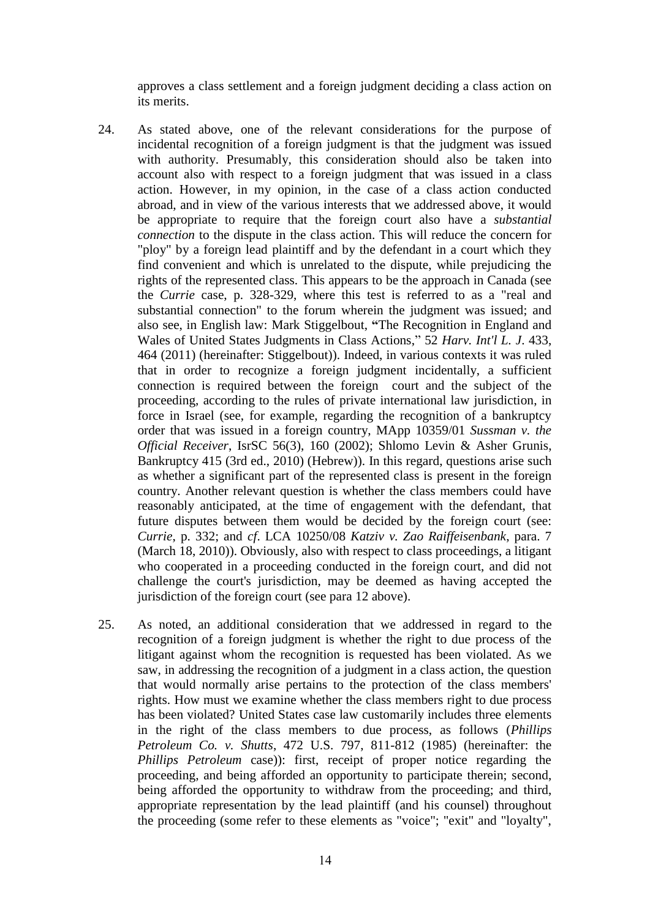approves a class settlement and a foreign judgment deciding a class action on its merits.

24. As stated above, one of the relevant considerations for the purpose of incidental recognition of a foreign judgment is that the judgment was issued with authority. Presumably, this consideration should also be taken into account also with respect to a foreign judgment that was issued in a class action. However, in my opinion, in the case of a class action conducted abroad, and in view of the various interests that we addressed above, it would be appropriate to require that the foreign court also have a *substantial connection* to the dispute in the class action. This will reduce the concern for "ploy" by a foreign lead plaintiff and by the defendant in a court which they find convenient and which is unrelated to the dispute, while prejudicing the rights of the represented class. This appears to be the approach in Canada (see the *Currie* case, p. 328-329, where this test is referred to as a "real and substantial connection" to the forum wherein the judgment was issued; and also see, in English law: Mark Stiggelbout, **"**The Recognition in England and Wales of United States Judgments in Class Actions," 52 *Harv. Int'l L. J*. 433, 464 (2011) (hereinafter: Stiggelbout)). Indeed, in various contexts it was ruled that in order to recognize a foreign judgment incidentally, a sufficient connection is required between the foreign court and the subject of the proceeding, according to the rules of private international law jurisdiction, in force in Israel (see, for example, regarding the recognition of a bankruptcy order that was issued in a foreign country, MApp 10359/01 *Sussman v. the Official Receiver*, IsrSC 56(3), 160 (2002); Shlomo Levin & Asher Grunis, Bankruptcy 415 (3rd ed., 2010) (Hebrew)). In this regard, questions arise such as whether a significant part of the represented class is present in the foreign country. Another relevant question is whether the class members could have reasonably anticipated, at the time of engagement with the defendant, that future disputes between them would be decided by the foreign court (see: *Currie*, p. 332; and *cf.* LCA 10250/08 *Katziv v. Zao Raiffeisenbank*, para. 7 (March 18, 2010)). Obviously, also with respect to class proceedings, a litigant who cooperated in a proceeding conducted in the foreign court, and did not challenge the court's jurisdiction, may be deemed as having accepted the jurisdiction of the foreign court (see para 12 above).

25. As noted, an additional consideration that we addressed in regard to the recognition of a foreign judgment is whether the right to due process of the litigant against whom the recognition is requested has been violated. As we saw, in addressing the recognition of a judgment in a class action, the question that would normally arise pertains to the protection of the class members' rights. How must we examine whether the class members right to due process has been violated? United States case law customarily includes three elements in the right of the class members to due process, as follows (*Phillips Petroleum Co. v. Shutts*, 472 U.S. 797, 811-812 (1985) (hereinafter: the *Phillips Petroleum* case)): first, receipt of proper notice regarding the proceeding, and being afforded an opportunity to participate therein; second, being afforded the opportunity to withdraw from the proceeding; and third, appropriate representation by the lead plaintiff (and his counsel) throughout the proceeding (some refer to these elements as "voice"; "exit" and "loyalty",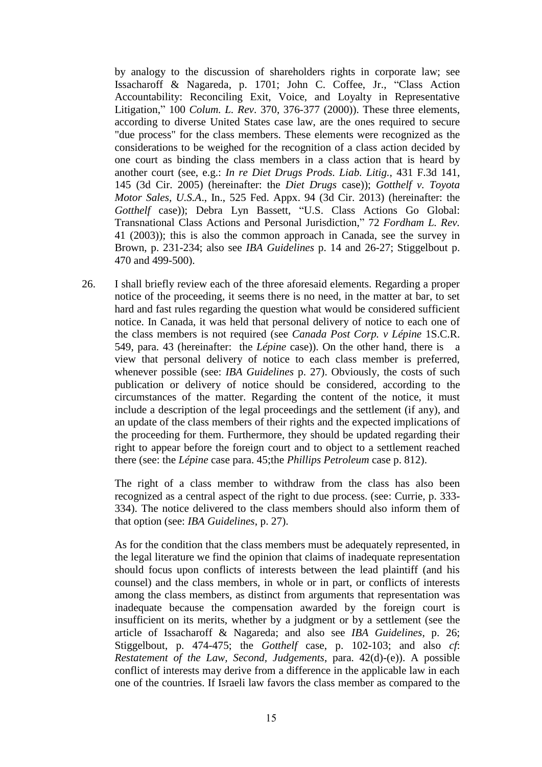by analogy to the discussion of shareholders rights in corporate law; see Issacharoff & Nagareda, p. 1701; John C. Coffee, Jr., "Class Action Accountability: Reconciling Exit, Voice, and Loyalty in Representative Litigation," 100 *Colum. L. Rev*. 370, 376-377 (2000)). These three elements, according to diverse United States case law, are the ones required to secure "due process" for the class members. These elements were recognized as the considerations to be weighed for the recognition of a class action decided by one court as binding the class members in a class action that is heard by another court (see, e.g.: *In re Diet Drugs Prods. Liab. Litig.*, 431 F.3d 141, 145 (3d Cir. 2005) (hereinafter: the *Diet Drugs* case)); *Gotthelf v. Toyota Motor Sales, U.S.A*., In., 525 Fed. Appx. 94 (3d Cir. 2013) (hereinafter: the *Gotthelf* case)); Debra Lyn Bassett, "U.S. Class Actions Go Global: Transnational Class Actions and Personal Jurisdiction," 72 *Fordham L. Rev.* 41 (2003)); this is also the common approach in Canada, see the survey in Brown, p. 231-234; also see *IBA Guidelines* p. 14 and 26-27; Stiggelbout p. 470 and 499-500).

26. I shall briefly review each of the three aforesaid elements. Regarding a proper notice of the proceeding, it seems there is no need, in the matter at bar, to set hard and fast rules regarding the question what would be considered sufficient notice. In Canada, it was held that personal delivery of notice to each one of the class members is not required (see *Canada Post Corp. v Lépine* 1S.C.R. 549, para. 43 (hereinafter: the *Lépine* case)). On the other hand, there is a view that personal delivery of notice to each class member is preferred, whenever possible (see: *IBA Guidelines* p. 27). Obviously, the costs of such publication or delivery of notice should be considered, according to the circumstances of the matter. Regarding the content of the notice, it must include a description of the legal proceedings and the settlement (if any), and an update of the class members of their rights and the expected implications of the proceeding for them. Furthermore, they should be updated regarding their right to appear before the foreign court and to object to a settlement reached there (see: the *Lépine* case para. 45;the *Phillips Petroleum* case p. 812).

The right of a class member to withdraw from the class has also been recognized as a central aspect of the right to due process. (see: Currie, p. 333-334). The notice delivered to the class members should also inform them of that option (see: *IBA Guidelines*, p. 27).

As for the condition that the class members must be adequately represented, in the legal literature we find the opinion that claims of inadequate representation should focus upon conflicts of interests between the lead plaintiff (and his counsel) and the class members, in whole or in part, or conflicts of interests among the class members, as distinct from arguments that representation was inadequate because the compensation awarded by the foreign court is insufficient on its merits, whether by a judgment or by a settlement (see the article of Issacharoff & Nagareda; and also see *IBA Guidelines*, p. 26; Stiggelbout, p. 474-475; the *Gotthelf* case, p. 102-103; and also *cf*: *Restatement of the Law, Second, Judgements*, para. 42(d)-(e)). A possible conflict of interests may derive from a difference in the applicable law in each one of the countries. If Israeli law favors the class member as compared to the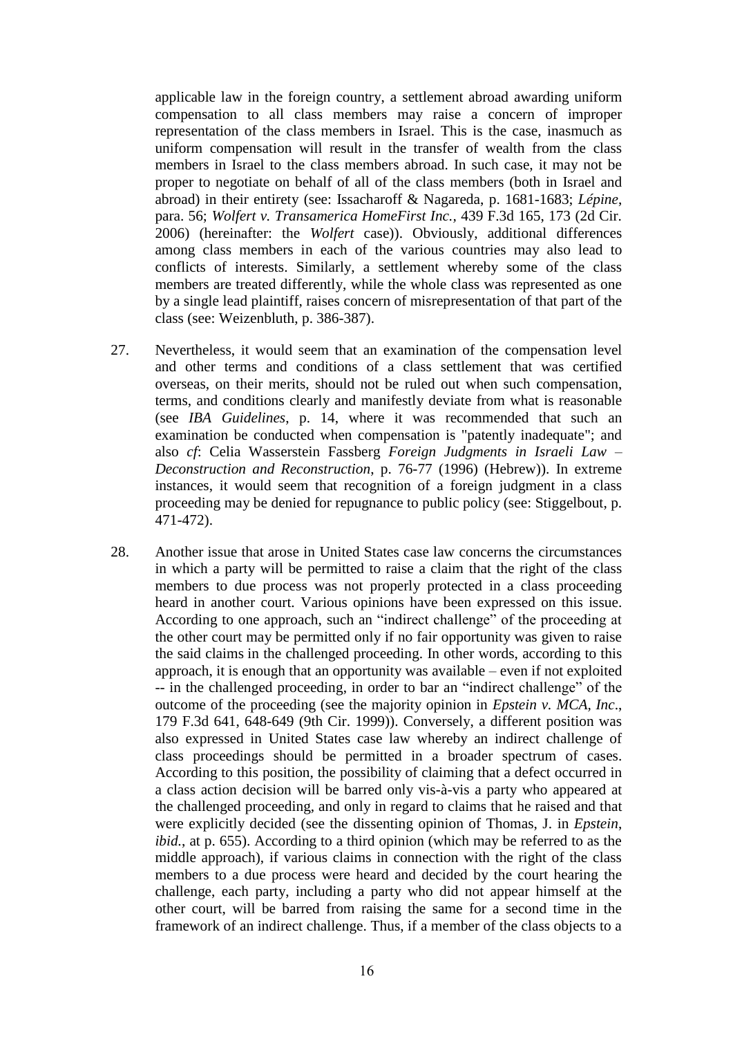applicable law in the foreign country, a settlement abroad awarding uniform compensation to all class members may raise a concern of improper representation of the class members in Israel. This is the case, inasmuch as uniform compensation will result in the transfer of wealth from the class members in Israel to the class members abroad. In such case, it may not be proper to negotiate on behalf of all of the class members (both in Israel and abroad) in their entirety (see: Issacharoff & Nagareda, p. 1681-1683; *Lépine*, para. 56; *Wolfert v. Transamerica HomeFirst Inc.*, 439 F.3d 165, 173 (2d Cir. 2006) (hereinafter: the *Wolfert* case)). Obviously, additional differences among class members in each of the various countries may also lead to conflicts of interests. Similarly, a settlement whereby some of the class members are treated differently, while the whole class was represented as one by a single lead plaintiff, raises concern of misrepresentation of that part of the class (see: Weizenbluth, p. 386-387).

27. Nevertheless, it would seem that an examination of the compensation level and other terms and conditions of a class settlement that was certified overseas, on their merits, should not be ruled out when such compensation, terms, and conditions clearly and manifestly deviate from what is reasonable (see *IBA Guidelines*, p. 14, where it was recommended that such an examination be conducted when compensation is "patently inadequate"; and also *cf*: Celia Wasserstein Fassberg *Foreign Judgments in Israeli Law – Deconstruction and Reconstruction*, p. 76-77 (1996) (Hebrew)). In extreme instances, it would seem that recognition of a foreign judgment in a class proceeding may be denied for repugnance to public policy (see: Stiggelbout, p. 471-472).

28. Another issue that arose in United States case law concerns the circumstances in which a party will be permitted to raise a claim that the right of the class members to due process was not properly protected in a class proceeding heard in another court. Various opinions have been expressed on this issue. According to one approach, such an "indirect challenge" of the proceeding at the other court may be permitted only if no fair opportunity was given to raise the said claims in the challenged proceeding. In other words, according to this approach, it is enough that an opportunity was available – even if not exploited -- in the challenged proceeding, in order to bar an "indirect challenge" of the outcome of the proceeding (see the majority opinion in *Epstein v. MCA, Inc*., 179 F.3d 641, 648-649 (9th Cir. 1999)). Conversely, a different position was also expressed in United States case law whereby an indirect challenge of class proceedings should be permitted in a broader spectrum of cases. According to this position, the possibility of claiming that a defect occurred in a class action decision will be barred only vis-à-vis a party who appeared at the challenged proceeding, and only in regard to claims that he raised and that were explicitly decided (see the dissenting opinion of Thomas, J. in *Epstein*, *ibid.*, at p. 655). According to a third opinion (which may be referred to as the middle approach), if various claims in connection with the right of the class members to a due process were heard and decided by the court hearing the challenge, each party, including a party who did not appear himself at the other court, will be barred from raising the same for a second time in the framework of an indirect challenge. Thus, if a member of the class objects to a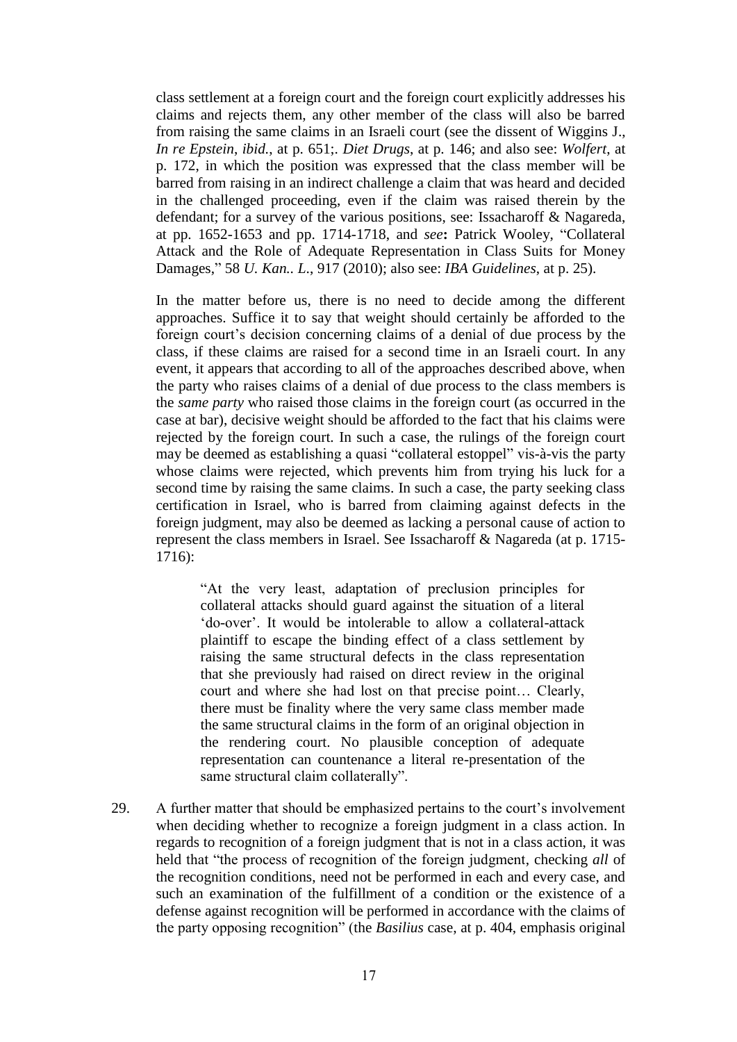class settlement at a foreign court and the foreign court explicitly addresses his claims and rejects them, any other member of the class will also be barred from raising the same claims in an Israeli court (see the dissent of Wiggins J., *In re Epstein*, *ibid.*, at p. 651;. *Diet Drugs*, at p. 146; and also see: *Wolfert*, at p. 172, in which the position was expressed that the class member will be barred from raising in an indirect challenge a claim that was heard and decided in the challenged proceeding, even if the claim was raised therein by the defendant; for a survey of the various positions, see: Issacharoff & Nagareda, at pp. 1652-1653 and pp. 1714-1718, and *see***:** Patrick Wooley, "Collateral Attack and the Role of Adequate Representation in Class Suits for Money Damages," 58 *U. Kan.. L.*, 917 (2010); also see: *IBA Guidelines*, at p. 25).

In the matter before us, there is no need to decide among the different approaches. Suffice it to say that weight should certainly be afforded to the foreign court's decision concerning claims of a denial of due process by the class, if these claims are raised for a second time in an Israeli court. In any event, it appears that according to all of the approaches described above, when the party who raises claims of a denial of due process to the class members is the *same party* who raised those claims in the foreign court (as occurred in the case at bar), decisive weight should be afforded to the fact that his claims were rejected by the foreign court. In such a case, the rulings of the foreign court may be deemed as establishing a quasi "collateral estoppel" vis-à-vis the party whose claims were rejected, which prevents him from trying his luck for a second time by raising the same claims. In such a case, the party seeking class certification in Israel, who is barred from claiming against defects in the foreign judgment, may also be deemed as lacking a personal cause of action to represent the class members in Israel. See Issacharoff & Nagareda (at p. 1715-1716):

> "At the very least, adaptation of preclusion principles for collateral attacks should guard against the situation of a literal 'do-over'. It would be intolerable to allow a collateral-attack plaintiff to escape the binding effect of a class settlement by raising the same structural defects in the class representation that she previously had raised on direct review in the original court and where she had lost on that precise point… Clearly, there must be finality where the very same class member made the same structural claims in the form of an original objection in the rendering court. No plausible conception of adequate representation can countenance a literal re-presentation of the same structural claim collaterally".

29. A further matter that should be emphasized pertains to the court's involvement when deciding whether to recognize a foreign judgment in a class action. In regards to recognition of a foreign judgment that is not in a class action, it was held that "the process of recognition of the foreign judgment, checking *all* of the recognition conditions, need not be performed in each and every case, and such an examination of the fulfillment of a condition or the existence of a defense against recognition will be performed in accordance with the claims of the party opposing recognition" (the *Basilius* case, at p. 404, emphasis original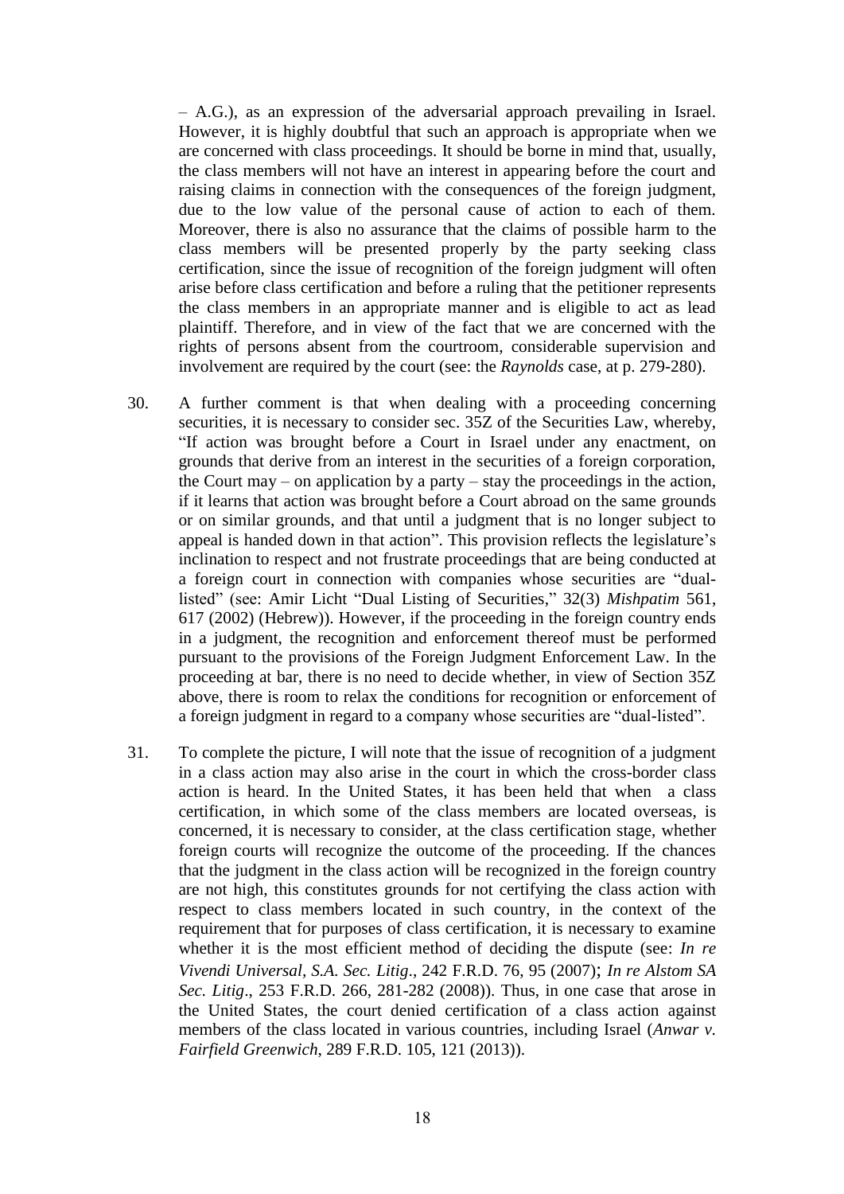– A.G.), as an expression of the adversarial approach prevailing in Israel. However, it is highly doubtful that such an approach is appropriate when we are concerned with class proceedings. It should be borne in mind that, usually, the class members will not have an interest in appearing before the court and raising claims in connection with the consequences of the foreign judgment, due to the low value of the personal cause of action to each of them. Moreover, there is also no assurance that the claims of possible harm to the class members will be presented properly by the party seeking class certification, since the issue of recognition of the foreign judgment will often arise before class certification and before a ruling that the petitioner represents the class members in an appropriate manner and is eligible to act as lead plaintiff. Therefore, and in view of the fact that we are concerned with the rights of persons absent from the courtroom, considerable supervision and involvement are required by the court (see: the *Raynolds* case, at p. 279-280).

30. A further comment is that when dealing with a proceeding concerning securities, it is necessary to consider sec. 35Z of the Securities Law, whereby, "If action was brought before a Court in Israel under any enactment, on grounds that derive from an interest in the securities of a foreign corporation, the Court may – on application by a party – stay the proceedings in the action, if it learns that action was brought before a Court abroad on the same grounds or on similar grounds, and that until a judgment that is no longer subject to appeal is handed down in that action". This provision reflects the legislature's inclination to respect and not frustrate proceedings that are being conducted at a foreign court in connection with companies whose securities are "dual-listed" (see: Amir Licht "Dual Listing of Securities," 32(3) *Mishpatim* 561, 617 (2002) (Hebrew)). However, if the proceeding in the foreign country ends in a judgment, the recognition and enforcement thereof must be performed pursuant to the provisions of the Foreign Judgment Enforcement Law. In the proceeding at bar, there is no need to decide whether, in view of Section 35Z above, there is room to relax the conditions for recognition or enforcement of a foreign judgment in regard to a company whose securities are "dual-listed".

31. To complete the picture, I will note that the issue of recognition of a judgment in a class action may also arise in the court in which the cross-border class action is heard. In the United States, it has been held that when a class certification, in which some of the class members are located overseas, is concerned, it is necessary to consider, at the class certification stage, whether foreign courts will recognize the outcome of the proceeding. If the chances that the judgment in the class action will be recognized in the foreign country are not high, this constitutes grounds for not certifying the class action with respect to class members located in such country, in the context of the requirement that for purposes of class certification, it is necessary to examine whether it is the most efficient method of deciding the dispute (see: *In re Vivendi Universal, S.A. Sec. Litig*., 242 F.R.D. 76, 95 (2007); *In re Alstom SA Sec. Litig*., 253 F.R.D. 266, 281-282 (2008)). Thus, in one case that arose in the United States, the court denied certification of a class action against members of the class located in various countries, including Israel (*Anwar v. Fairfield Greenwich*, 289 F.R.D. 105, 121 (2013)).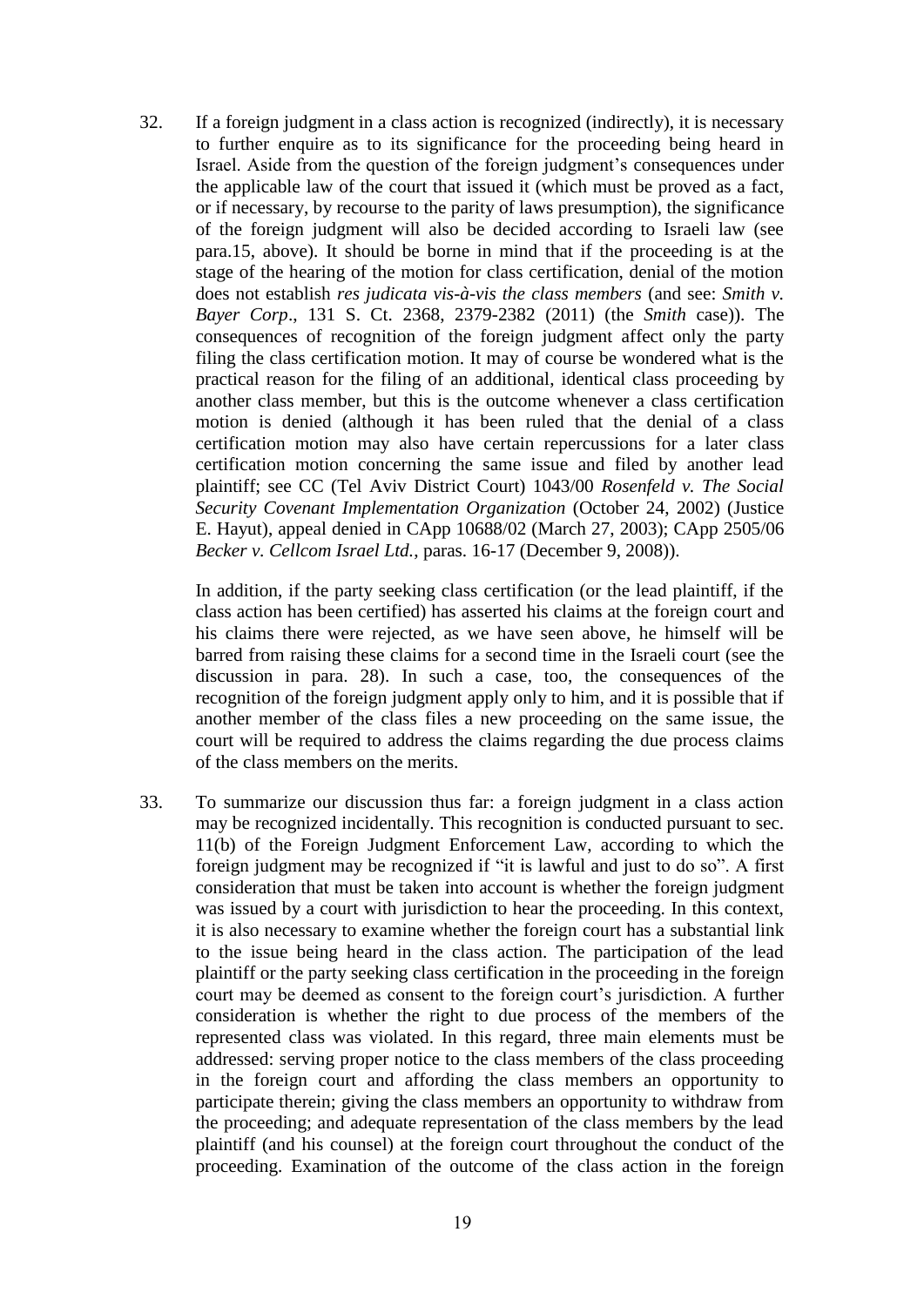32. If a foreign judgment in a class action is recognized (indirectly), it is necessary to further enquire as to its significance for the proceeding being heard in Israel. Aside from the question of the foreign judgment's consequences under the applicable law of the court that issued it (which must be proved as a fact, or if necessary, by recourse to the parity of laws presumption), the significance of the foreign judgment will also be decided according to Israeli law (see para.15, above). It should be borne in mind that if the proceeding is at the stage of the hearing of the motion for class certification, denial of the motion does not establish *res judicata vis-à-vis the class members* (and see: *Smith v. Bayer Corp*., 131 S. Ct. 2368, 2379-2382 (2011) (the *Smith* case)). The consequences of recognition of the foreign judgment affect only the party filing the class certification motion. It may of course be wondered what is the practical reason for the filing of an additional, identical class proceeding by another class member, but this is the outcome whenever a class certification motion is denied (although it has been ruled that the denial of a class certification motion may also have certain repercussions for a later class certification motion concerning the same issue and filed by another lead plaintiff; see CC (Tel Aviv District Court) 1043/00 *Rosenfeld v. The Social Security Covenant Implementation Organization* (October 24, 2002) (Justice E. Hayut), appeal denied in CApp 10688/02 (March 27, 2003); CApp 2505/06 *Becker v. Cellcom Israel Ltd.*, paras. 16-17 (December 9, 2008)).

    In addition, if the party seeking class certification (or the lead plaintiff, if the class action has been certified) has asserted his claims at the foreign court and his claims there were rejected, as we have seen above, he himself will be barred from raising these claims for a second time in the Israeli court (see the discussion in para. 28). In such a case, too, the consequences of the recognition of the foreign judgment apply only to him, and it is possible that if another member of the class files a new proceeding on the same issue, the court will be required to address the claims regarding the due process claims of the class members on the merits.

33. To summarize our discussion thus far: a foreign judgment in a class action may be recognized incidentally. This recognition is conducted pursuant to sec. 11(b) of the Foreign Judgment Enforcement Law, according to which the foreign judgment may be recognized if "it is lawful and just to do so". A first consideration that must be taken into account is whether the foreign judgment was issued by a court with jurisdiction to hear the proceeding. In this context, it is also necessary to examine whether the foreign court has a substantial link to the issue being heard in the class action. The participation of the lead plaintiff or the party seeking class certification in the proceeding in the foreign court may be deemed as consent to the foreign court's jurisdiction. A further consideration is whether the right to due process of the members of the represented class was violated. In this regard, three main elements must be addressed: serving proper notice to the class members of the class proceeding in the foreign court and affording the class members an opportunity to participate therein; giving the class members an opportunity to withdraw from the proceeding; and adequate representation of the class members by the lead plaintiff (and his counsel) at the foreign court throughout the conduct of the proceeding. Examination of the outcome of the class action in the foreign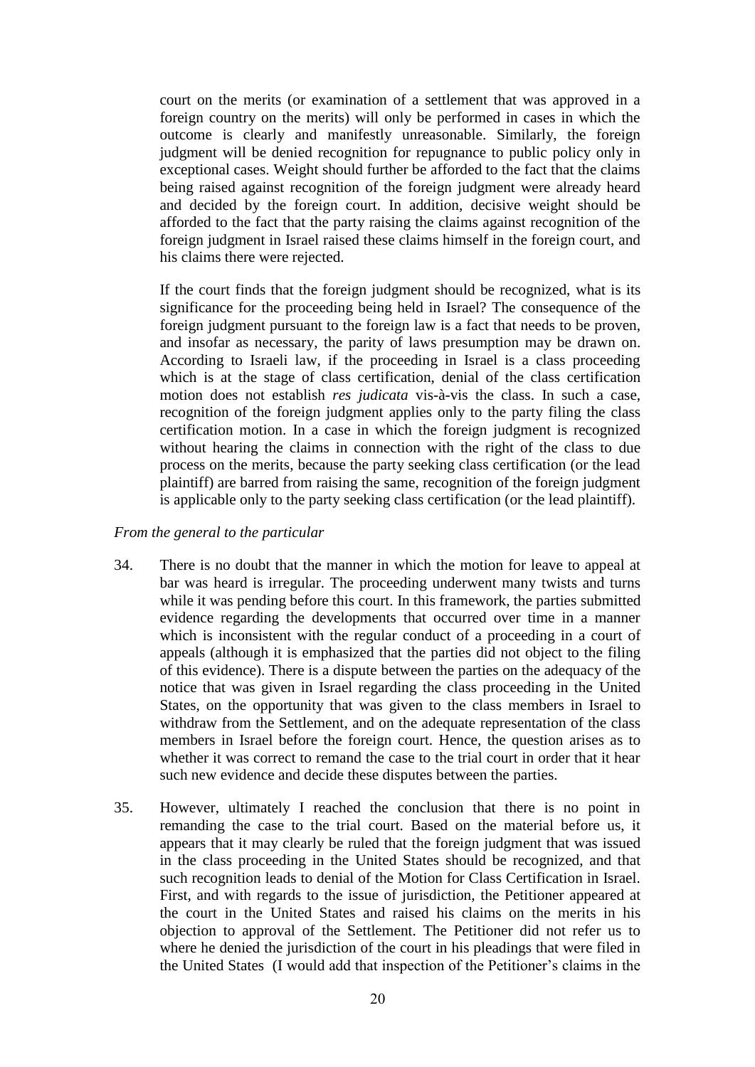court on the merits (or examination of a settlement that was approved in a foreign country on the merits) will only be performed in cases in which the outcome is clearly and manifestly unreasonable. Similarly, the foreign judgment will be denied recognition for repugnance to public policy only in exceptional cases. Weight should further be afforded to the fact that the claims being raised against recognition of the foreign judgment were already heard and decided by the foreign court. In addition, decisive weight should be afforded to the fact that the party raising the claims against recognition of the foreign judgment in Israel raised these claims himself in the foreign court, and his claims there were rejected.

If the court finds that the foreign judgment should be recognized, what is its significance for the proceeding being held in Israel? The consequence of the foreign judgment pursuant to the foreign law is a fact that needs to be proven, and insofar as necessary, the parity of laws presumption may be drawn on. According to Israeli law, if the proceeding in Israel is a class proceeding which is at the stage of class certification, denial of the class certification motion does not establish *res judicata* vis-à-vis the class. In such a case, recognition of the foreign judgment applies only to the party filing the class certification motion. In a case in which the foreign judgment is recognized without hearing the claims in connection with the right of the class to due process on the merits, because the party seeking class certification (or the lead plaintiff) are barred from raising the same, recognition of the foreign judgment is applicable only to the party seeking class certification (or the lead plaintiff).

*From the general to the particular*

34. There is no doubt that the manner in which the motion for leave to appeal at bar was heard is irregular. The proceeding underwent many twists and turns while it was pending before this court. In this framework, the parties submitted evidence regarding the developments that occurred over time in a manner which is inconsistent with the regular conduct of a proceeding in a court of appeals (although it is emphasized that the parties did not object to the filing of this evidence). There is a dispute between the parties on the adequacy of the notice that was given in Israel regarding the class proceeding in the United States, on the opportunity that was given to the class members in Israel to withdraw from the Settlement, and on the adequate representation of the class members in Israel before the foreign court. Hence, the question arises as to whether it was correct to remand the case to the trial court in order that it hear such new evidence and decide these disputes between the parties.

35. However, ultimately I reached the conclusion that there is no point in remanding the case to the trial court. Based on the material before us, it appears that it may clearly be ruled that the foreign judgment that was issued in the class proceeding in the United States should be recognized, and that such recognition leads to denial of the Motion for Class Certification in Israel. First, and with regards to the issue of jurisdiction, the Petitioner appeared at the court in the United States and raised his claims on the merits in his objection to approval of the Settlement. The Petitioner did not refer us to where he denied the jurisdiction of the court in his pleadings that were filed in the United States (I would add that inspection of the Petitioner's claims in the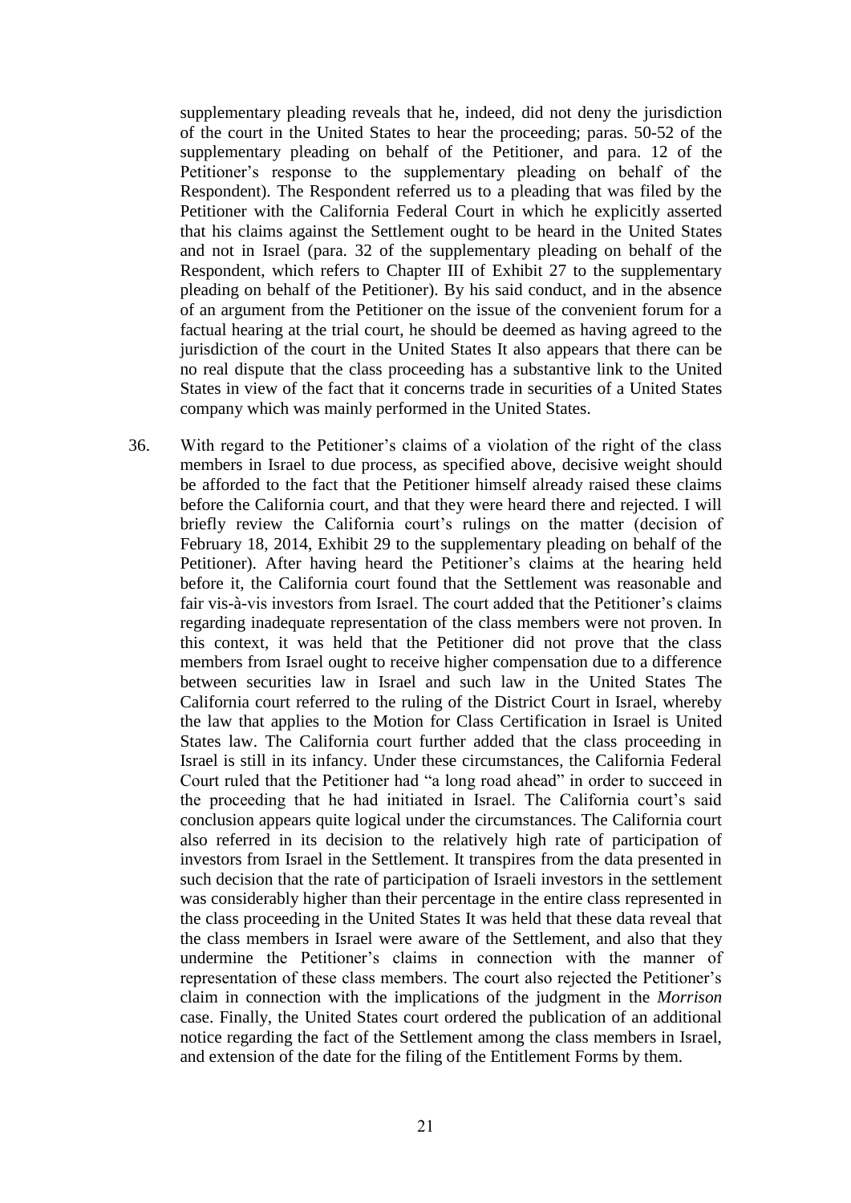supplementary pleading reveals that he, indeed, did not deny the jurisdiction of the court in the United States to hear the proceeding; paras. 50-52 of the supplementary pleading on behalf of the Petitioner, and para. 12 of the Petitioner's response to the supplementary pleading on behalf of the Respondent). The Respondent referred us to a pleading that was filed by the Petitioner with the California Federal Court in which he explicitly asserted that his claims against the Settlement ought to be heard in the United States and not in Israel (para. 32 of the supplementary pleading on behalf of the Respondent, which refers to Chapter III of Exhibit 27 to the supplementary pleading on behalf of the Petitioner). By his said conduct, and in the absence of an argument from the Petitioner on the issue of the convenient forum for a factual hearing at the trial court, he should be deemed as having agreed to the jurisdiction of the court in the United States It also appears that there can be no real dispute that the class proceeding has a substantive link to the United States in view of the fact that it concerns trade in securities of a United States company which was mainly performed in the United States.

36. With regard to the Petitioner's claims of a violation of the right of the class members in Israel to due process, as specified above, decisive weight should be afforded to the fact that the Petitioner himself already raised these claims before the California court, and that they were heard there and rejected. I will briefly review the California court's rulings on the matter (decision of February 18, 2014, Exhibit 29 to the supplementary pleading on behalf of the Petitioner). After having heard the Petitioner's claims at the hearing held before it, the California court found that the Settlement was reasonable and fair vis-à-vis investors from Israel. The court added that the Petitioner's claims regarding inadequate representation of the class members were not proven. In this context, it was held that the Petitioner did not prove that the class members from Israel ought to receive higher compensation due to a difference between securities law in Israel and such law in the United States The California court referred to the ruling of the District Court in Israel, whereby the law that applies to the Motion for Class Certification in Israel is United States law. The California court further added that the class proceeding in Israel is still in its infancy. Under these circumstances, the California Federal Court ruled that the Petitioner had "a long road ahead" in order to succeed in the proceeding that he had initiated in Israel. The California court's said conclusion appears quite logical under the circumstances. The California court also referred in its decision to the relatively high rate of participation of investors from Israel in the Settlement. It transpires from the data presented in such decision that the rate of participation of Israeli investors in the settlement was considerably higher than their percentage in the entire class represented in the class proceeding in the United States It was held that these data reveal that the class members in Israel were aware of the Settlement, and also that they undermine the Petitioner's claims in connection with the manner of representation of these class members. The court also rejected the Petitioner's claim in connection with the implications of the judgment in the *Morrison* case. Finally, the United States court ordered the publication of an additional notice regarding the fact of the Settlement among the class members in Israel, and extension of the date for the filing of the Entitlement Forms by them.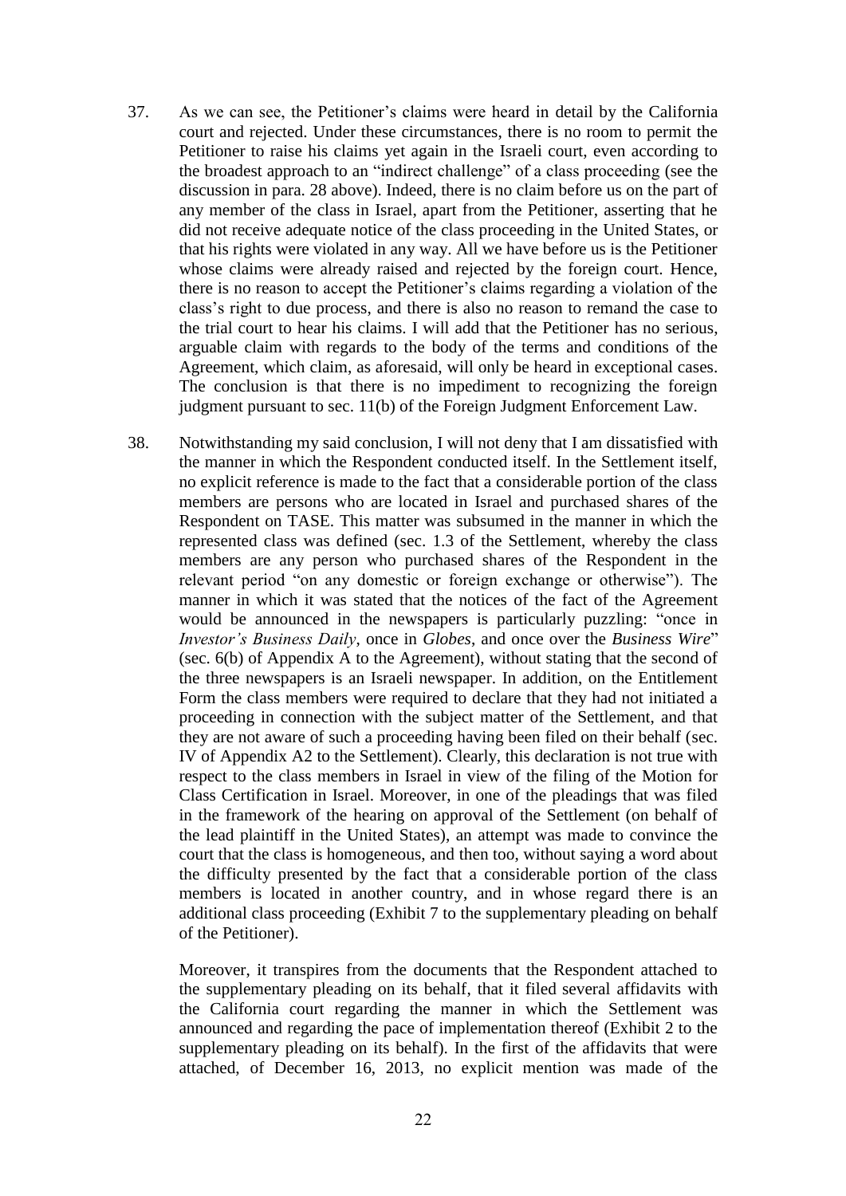37. As we can see, the Petitioner's claims were heard in detail by the California court and rejected. Under these circumstances, there is no room to permit the Petitioner to raise his claims yet again in the Israeli court, even according to the broadest approach to an "indirect challenge" of a class proceeding (see the discussion in para. 28 above). Indeed, there is no claim before us on the part of any member of the class in Israel, apart from the Petitioner, asserting that he did not receive adequate notice of the class proceeding in the United States, or that his rights were violated in any way. All we have before us is the Petitioner whose claims were already raised and rejected by the foreign court. Hence, there is no reason to accept the Petitioner's claims regarding a violation of the class's right to due process, and there is also no reason to remand the case to the trial court to hear his claims. I will add that the Petitioner has no serious, arguable claim with regards to the body of the terms and conditions of the Agreement, which claim, as aforesaid, will only be heard in exceptional cases. The conclusion is that there is no impediment to recognizing the foreign judgment pursuant to sec. 11(b) of the Foreign Judgment Enforcement Law.

38. Notwithstanding my said conclusion, I will not deny that I am dissatisfied with the manner in which the Respondent conducted itself. In the Settlement itself, no explicit reference is made to the fact that a considerable portion of the class members are persons who are located in Israel and purchased shares of the Respondent on TASE. This matter was subsumed in the manner in which the represented class was defined (sec. 1.3 of the Settlement, whereby the class members are any person who purchased shares of the Respondent in the relevant period "on any domestic or foreign exchange or otherwise"). The manner in which it was stated that the notices of the fact of the Agreement would be announced in the newspapers is particularly puzzling: "once in *Investor's Business Daily*, once in *Globes*, and once over the *Business Wire*" (sec. 6(b) of Appendix A to the Agreement), without stating that the second of the three newspapers is an Israeli newspaper. In addition, on the Entitlement Form the class members were required to declare that they had not initiated a proceeding in connection with the subject matter of the Settlement, and that they are not aware of such a proceeding having been filed on their behalf (sec. IV of Appendix A2 to the Settlement). Clearly, this declaration is not true with respect to the class members in Israel in view of the filing of the Motion for Class Certification in Israel. Moreover, in one of the pleadings that was filed in the framework of the hearing on approval of the Settlement (on behalf of the lead plaintiff in the United States), an attempt was made to convince the court that the class is homogeneous, and then too, without saying a word about the difficulty presented by the fact that a considerable portion of the class members is located in another country, and in whose regard there is an additional class proceeding (Exhibit 7 to the supplementary pleading on behalf of the Petitioner).

    Moreover, it transpires from the documents that the Respondent attached to the supplementary pleading on its behalf, that it filed several affidavits with the California court regarding the manner in which the Settlement was announced and regarding the pace of implementation thereof (Exhibit 2 to the supplementary pleading on its behalf). In the first of the affidavits that were attached, of December 16, 2013, no explicit mention was made of the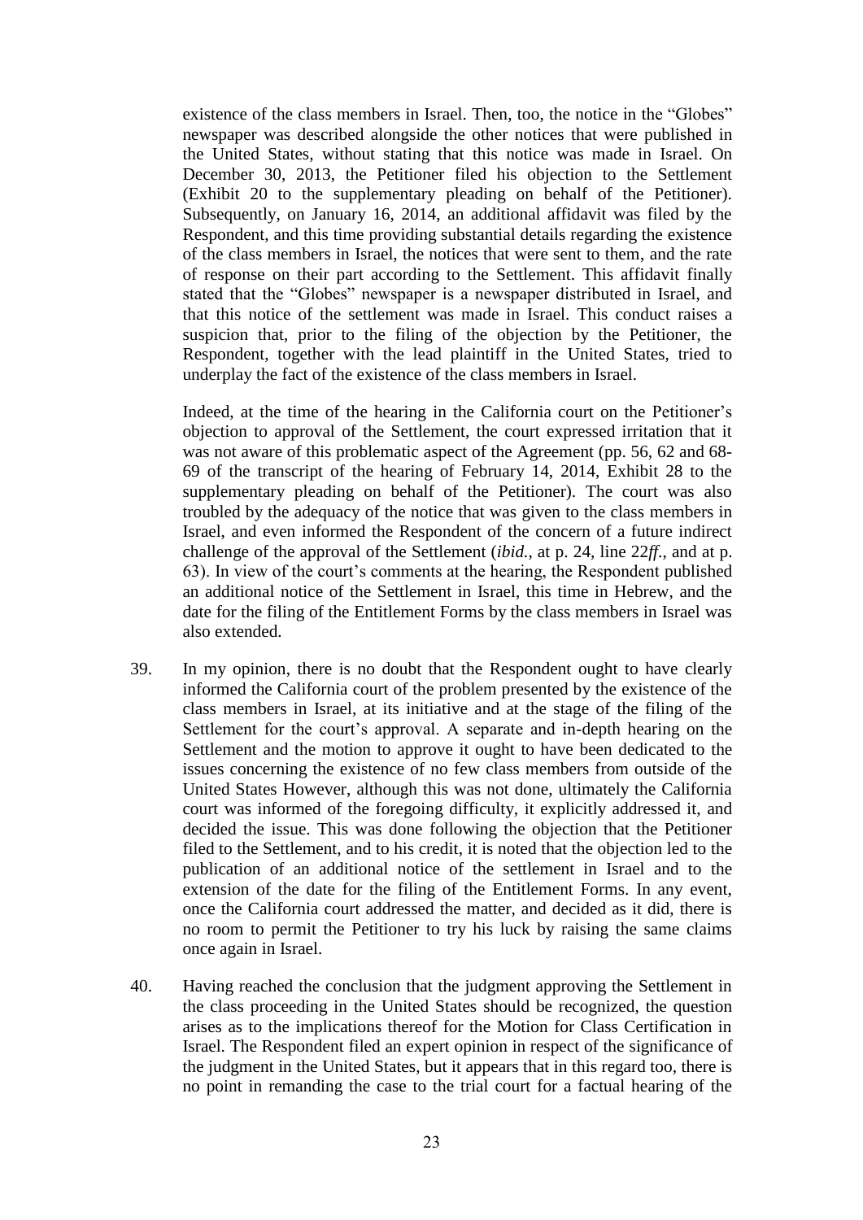existence of the class members in Israel. Then, too, the notice in the "Globes" newspaper was described alongside the other notices that were published in the United States, without stating that this notice was made in Israel. On December 30, 2013, the Petitioner filed his objection to the Settlement (Exhibit 20 to the supplementary pleading on behalf of the Petitioner). Subsequently, on January 16, 2014, an additional affidavit was filed by the Respondent, and this time providing substantial details regarding the existence of the class members in Israel, the notices that were sent to them, and the rate of response on their part according to the Settlement. This affidavit finally stated that the "Globes" newspaper is a newspaper distributed in Israel, and that this notice of the settlement was made in Israel. This conduct raises a suspicion that, prior to the filing of the objection by the Petitioner, the Respondent, together with the lead plaintiff in the United States, tried to underplay the fact of the existence of the class members in Israel.

Indeed, at the time of the hearing in the California court on the Petitioner's objection to approval of the Settlement, the court expressed irritation that it was not aware of this problematic aspect of the Agreement (pp. 56, 62 and 68-69 of the transcript of the hearing of February 14, 2014, Exhibit 28 to the supplementary pleading on behalf of the Petitioner). The court was also troubled by the adequacy of the notice that was given to the class members in Israel, and even informed the Respondent of the concern of a future indirect challenge of the approval of the Settlement (*ibid.*, at p. 24, line 22*ff.*, and at p. 63). In view of the court's comments at the hearing, the Respondent published an additional notice of the Settlement in Israel, this time in Hebrew, and the date for the filing of the Entitlement Forms by the class members in Israel was also extended.

39. In my opinion, there is no doubt that the Respondent ought to have clearly informed the California court of the problem presented by the existence of the class members in Israel, at its initiative and at the stage of the filing of the Settlement for the court's approval. A separate and in-depth hearing on the Settlement and the motion to approve it ought to have been dedicated to the issues concerning the existence of no few class members from outside of the United States However, although this was not done, ultimately the California court was informed of the foregoing difficulty, it explicitly addressed it, and decided the issue. This was done following the objection that the Petitioner filed to the Settlement, and to his credit, it is noted that the objection led to the publication of an additional notice of the settlement in Israel and to the extension of the date for the filing of the Entitlement Forms. In any event, once the California court addressed the matter, and decided as it did, there is no room to permit the Petitioner to try his luck by raising the same claims once again in Israel.

40. Having reached the conclusion that the judgment approving the Settlement in the class proceeding in the United States should be recognized, the question arises as to the implications thereof for the Motion for Class Certification in Israel. The Respondent filed an expert opinion in respect of the significance of the judgment in the United States, but it appears that in this regard too, there is no point in remanding the case to the trial court for a factual hearing of the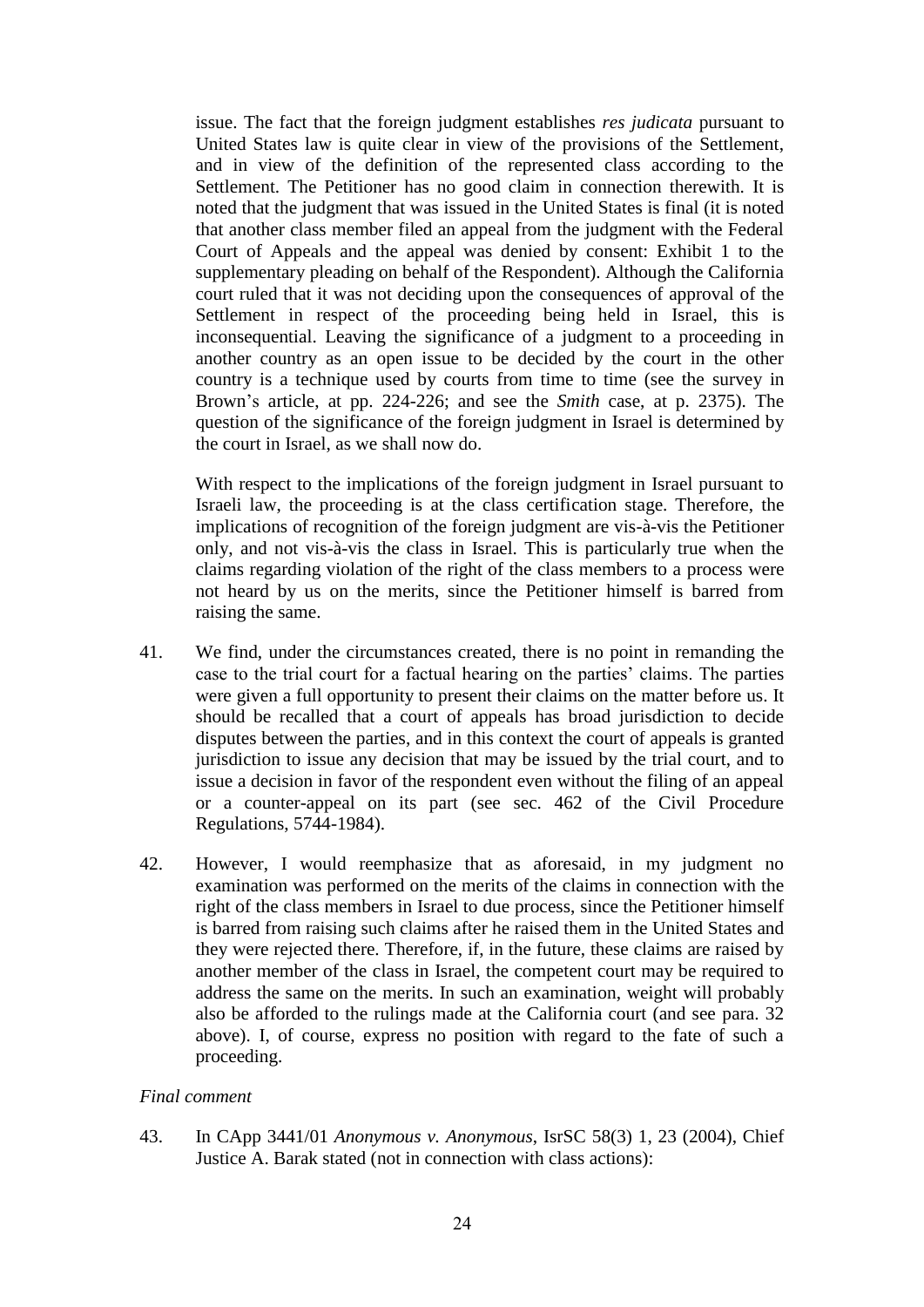issue. The fact that the foreign judgment establishes *res judicata* pursuant to United States law is quite clear in view of the provisions of the Settlement, and in view of the definition of the represented class according to the Settlement. The Petitioner has no good claim in connection therewith. It is noted that the judgment that was issued in the United States is final (it is noted that another class member filed an appeal from the judgment with the Federal Court of Appeals and the appeal was denied by consent: Exhibit 1 to the supplementary pleading on behalf of the Respondent). Although the California court ruled that it was not deciding upon the consequences of approval of the Settlement in respect of the proceeding being held in Israel, this is inconsequential. Leaving the significance of a judgment to a proceeding in another country as an open issue to be decided by the court in the other country is a technique used by courts from time to time (see the survey in Brown's article, at pp. 224-226; and see the *Smith* case, at p. 2375). The question of the significance of the foreign judgment in Israel is determined by the court in Israel, as we shall now do.

With respect to the implications of the foreign judgment in Israel pursuant to Israeli law, the proceeding is at the class certification stage. Therefore, the implications of recognition of the foreign judgment are vis-à-vis the Petitioner only, and not vis-à-vis the class in Israel. This is particularly true when the claims regarding violation of the right of the class members to a process were not heard by us on the merits, since the Petitioner himself is barred from raising the same.

41. We find, under the circumstances created, there is no point in remanding the case to the trial court for a factual hearing on the parties' claims. The parties were given a full opportunity to present their claims on the matter before us. It should be recalled that a court of appeals has broad jurisdiction to decide disputes between the parties, and in this context the court of appeals is granted jurisdiction to issue any decision that may be issued by the trial court, and to issue a decision in favor of the respondent even without the filing of an appeal or a counter-appeal on its part (see sec. 462 of the Civil Procedure Regulations, 5744-1984).

42. However, I would reemphasize that as aforesaid, in my judgment no examination was performed on the merits of the claims in connection with the right of the class members in Israel to due process, since the Petitioner himself is barred from raising such claims after he raised them in the United States and they were rejected there. Therefore, if, in the future, these claims are raised by another member of the class in Israel, the competent court may be required to address the same on the merits. In such an examination, weight will probably also be afforded to the rulings made at the California court (and see para. 32 above). I, of course, express no position with regard to the fate of such a proceeding.

*Final comment*

43. In CApp 3441/01 *Anonymous v. Anonymous*, IsrSC 58(3) 1, 23 (2004), Chief Justice A. Barak stated (not in connection with class actions):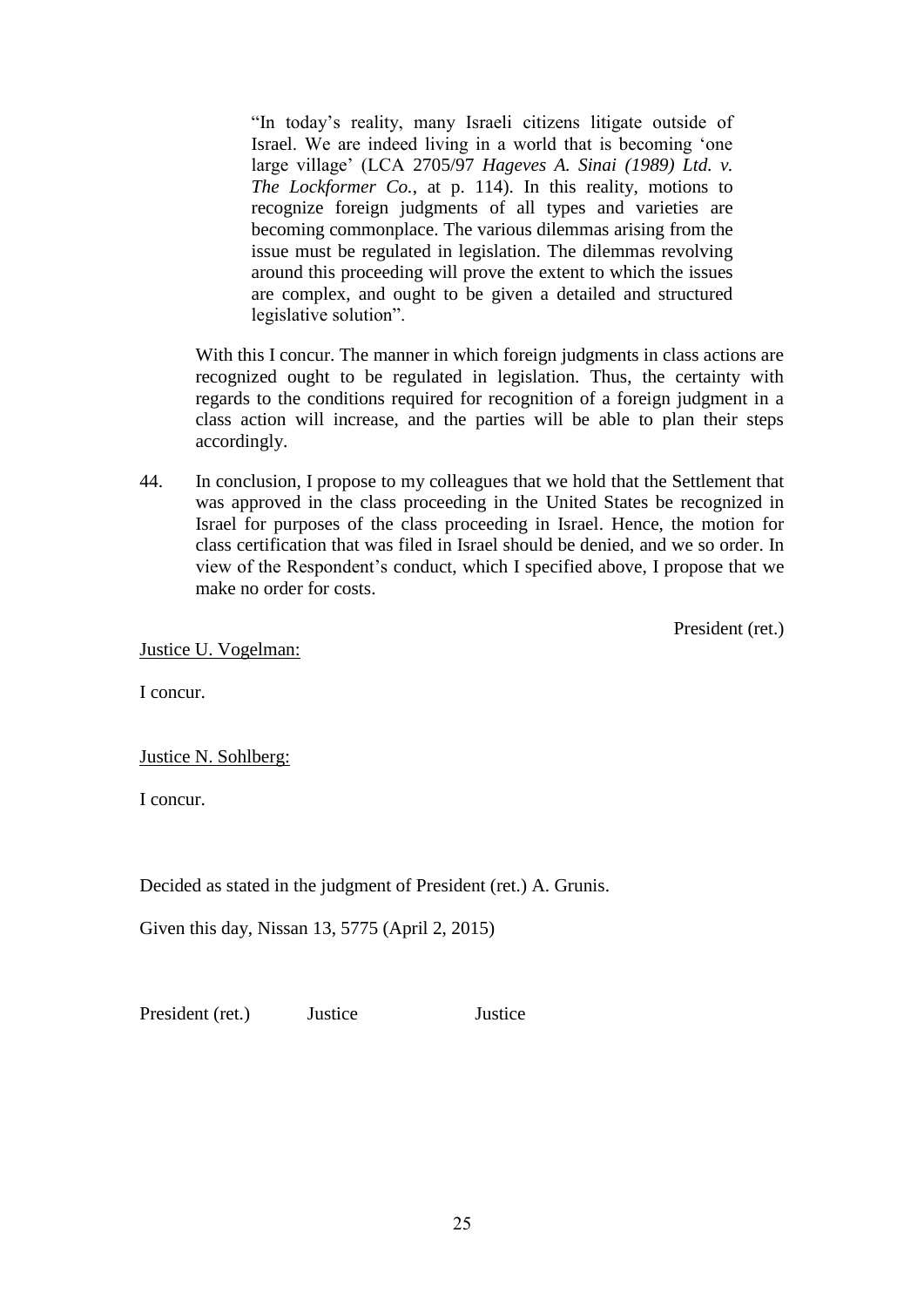> "In today's reality, many Israeli citizens litigate outside of Israel. We are indeed living in a world that is becoming 'one large village' (LCA 2705/97 *Hageves A. Sinai (1989) Ltd. v. The Lockformer Co.*, at p. 114). In this reality, motions to recognize foreign judgments of all types and varieties are becoming commonplace. The various dilemmas arising from the issue must be regulated in legislation. The dilemmas revolving around this proceeding will prove the extent to which the issues are complex, and ought to be given a detailed and structured legislative solution".

With this I concur. The manner in which foreign judgments in class actions are recognized ought to be regulated in legislation. Thus, the certainty with regards to the conditions required for recognition of a foreign judgment in a class action will increase, and the parties will be able to plan their steps accordingly.

44. In conclusion, I propose to my colleagues that we hold that the Settlement that was approved in the class proceeding in the United States be recognized in Israel for purposes of the class proceeding in Israel. Hence, the motion for class certification that was filed in Israel should be denied, and we so order. In view of the Respondent's conduct, which I specified above, I propose that we make no order for costs.

President (ret.)

Justice U. Vogelman:

I concur.

Justice N. Sohlberg:

I concur.

Decided as stated in the judgment of President (ret.) A. Grunis.

Given this day, Nissan 13, 5775 (April 2, 2015)

President (ret.) Justice Justice